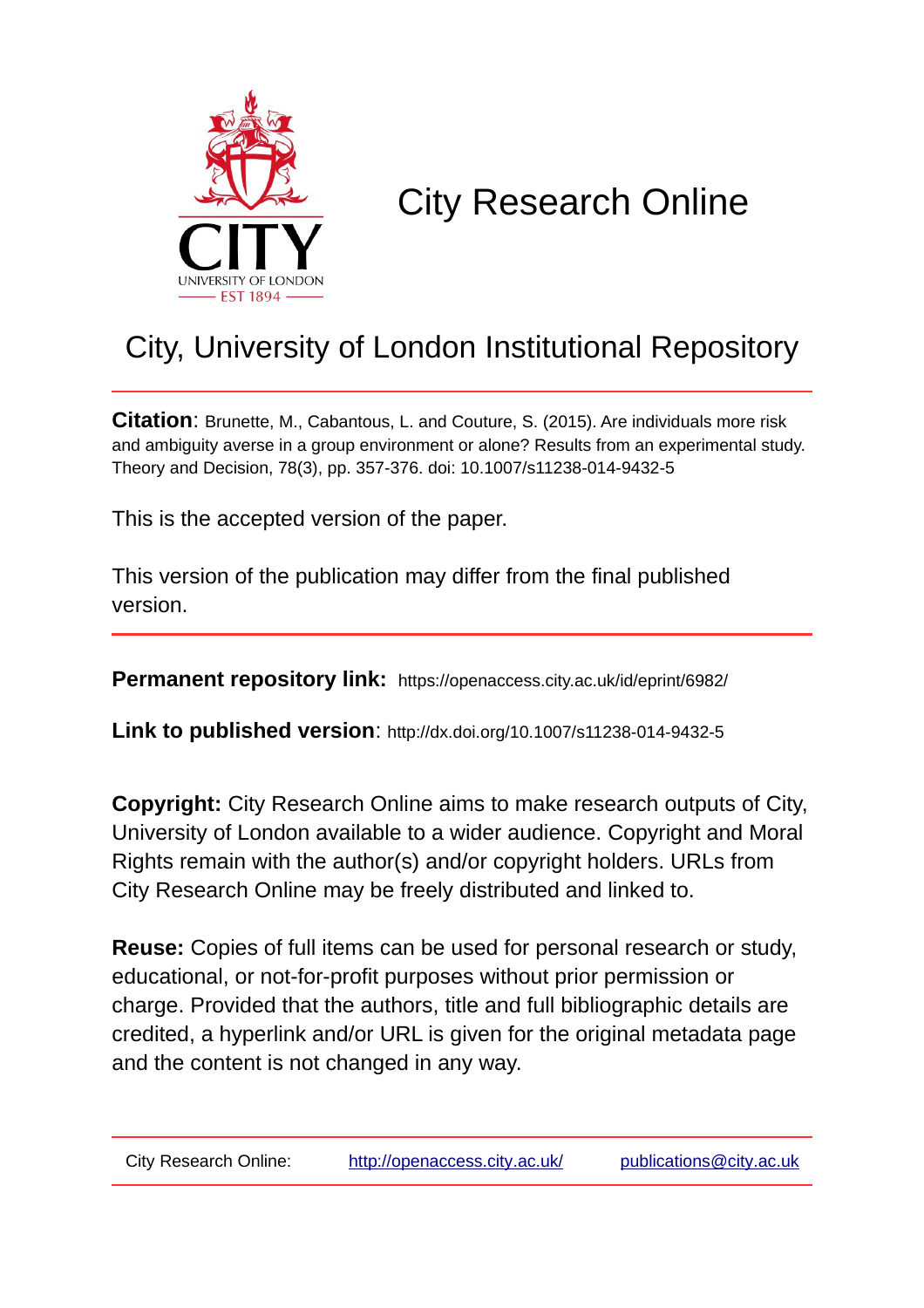# City Research Online

## City, University of London Institutional Repository

**Citation**: Brunette, M., Cabantous, L. and Couture, S. (2015). Are individuals more risk and ambiguity averse in a group environment or alone? Results from an experimental study. Theory and Decision, 78(3), pp. 357-376. doi: 10.1007/s11238-014-9432-5

This is the accepted version of the paper.

This version of the publication may differ from the final published version.

**Permanent repository link:** https://openaccess.city.ac.uk/id/eprint/6982/

**Link to published version**: http://dx.doi.org/10.1007/s11238-014-9432-5

**Copyright:** City Research Online aims to make research outputs of City, University of London available to a wider audience. Copyright and Moral Rights remain with the author(s) and/or copyright holders. URLs from City Research Online may be freely distributed and linked to.

**Reuse:** Copies of full items can be used for personal research or study, educational, or not-for-profit purposes without prior permission or charge. Provided that the authors, title and full bibliographic details are credited, a hyperlink and/or URL is given for the original metadata page and the content is not changed in any way.

City Research Online: http://openaccess.city.ac.uk/ publications@city.ac.uk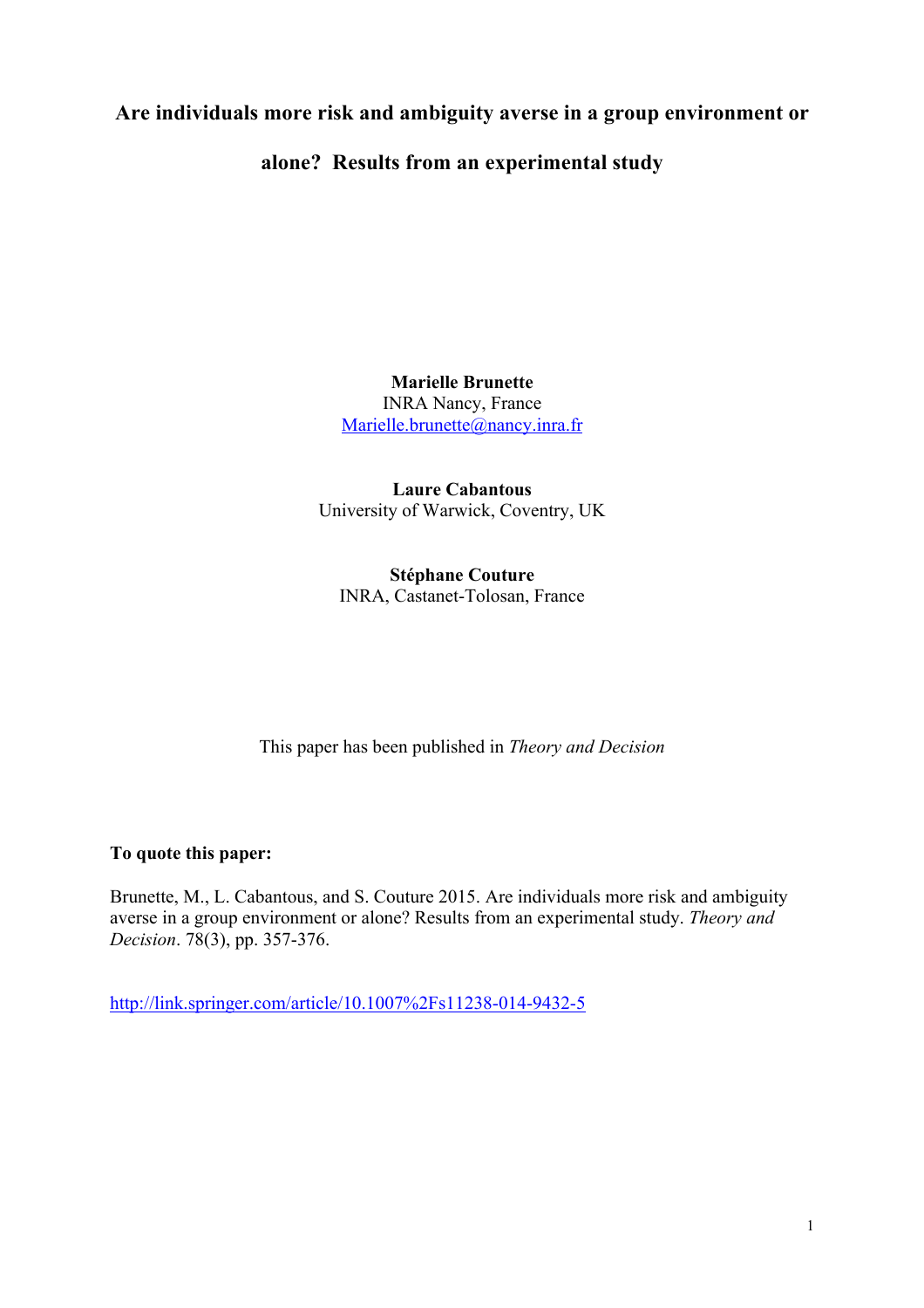# Are individuals more risk and ambiguity averse in a group environment or alone? Results from an experimental study

**Marielle Brunette**
INRA Nancy, France
Marielle.brunette@nancy.inra.fr

**Laure Cabantous**
University of Warwick, Coventry, UK

**Stéphane Couture**
INRA, Castanet-Tolosan, France

This paper has been published in *Theory and Decision*

**To quote this paper:**

Brunette, M., L. Cabantous, and S. Couture 2015. Are individuals more risk and ambiguity averse in a group environment or alone? Results from an experimental study. *Theory and Decision*. 78(3), pp. 357-376.

http://link.springer.com/article/10.1007%2Fs11238-014-9432-5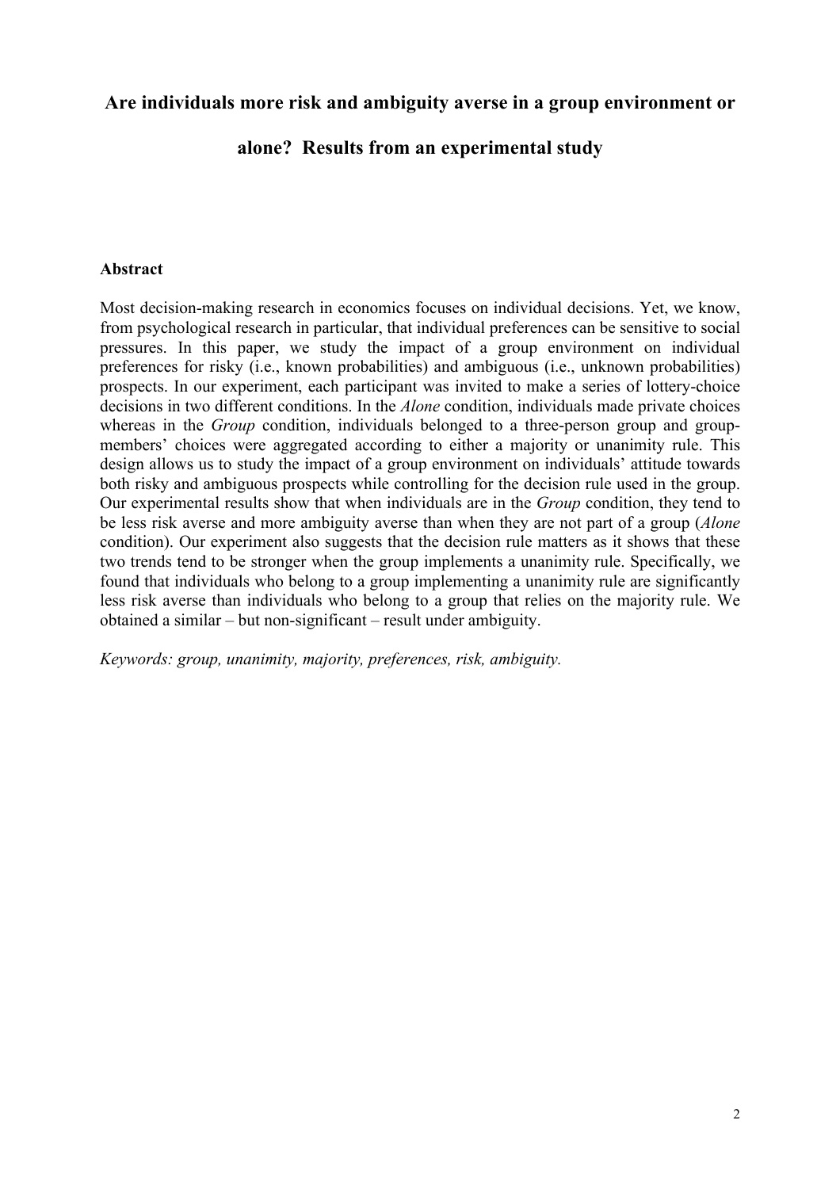# Are individuals more risk and ambiguity averse in a group environment or alone? Results from an experimental study

## Abstract

Most decision-making research in economics focuses on individual decisions. Yet, we know, from psychological research in particular, that individual preferences can be sensitive to social pressures. In this paper, we study the impact of a group environment on individual preferences for risky (i.e., known probabilities) and ambiguous (i.e., unknown probabilities) prospects. In our experiment, each participant was invited to make a series of lottery-choice decisions in two different conditions. In the *Alone* condition, individuals made private choices whereas in the *Group* condition, individuals belonged to a three-person group and group-members' choices were aggregated according to either a majority or unanimity rule. This design allows us to study the impact of a group environment on individuals' attitude towards both risky and ambiguous prospects while controlling for the decision rule used in the group. Our experimental results show that when individuals are in the *Group* condition, they tend to be less risk averse and more ambiguity averse than when they are not part of a group (*Alone* condition). Our experiment also suggests that the decision rule matters as it shows that these two trends tend to be stronger when the group implements a unanimity rule. Specifically, we found that individuals who belong to a group implementing a unanimity rule are significantly less risk averse than individuals who belong to a group that relies on the majority rule. We obtained a similar – but non-significant – result under ambiguity.

*Keywords: group, unanimity, majority, preferences, risk, ambiguity.*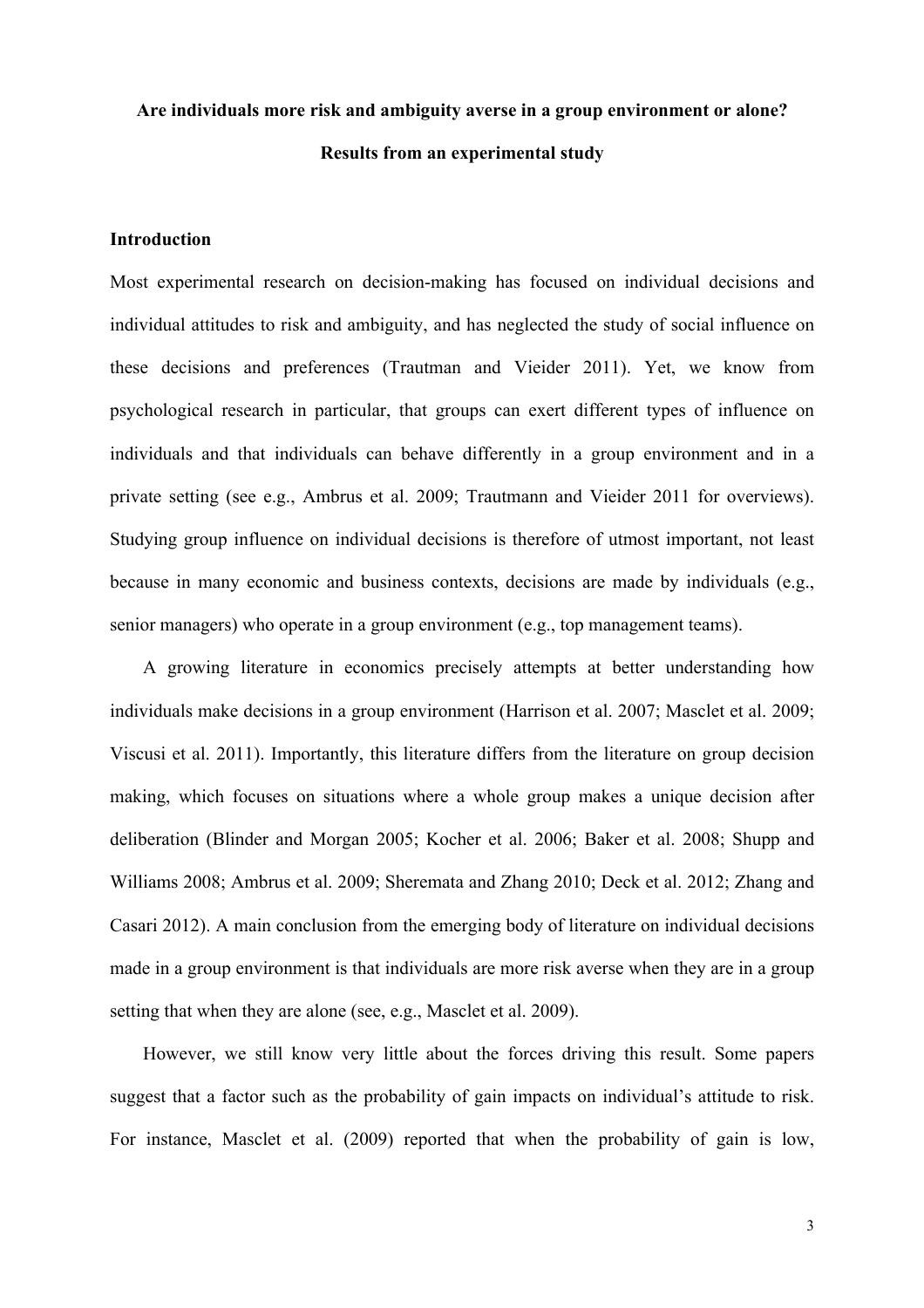**Are individuals more risk and ambiguity averse in a group environment or alone? Results from an experimental study**

## Introduction

Most experimental research on decision-making has focused on individual decisions and individual attitudes to risk and ambiguity, and has neglected the study of social influence on these decisions and preferences (Trautman and Vieider 2011). Yet, we know from psychological research in particular, that groups can exert different types of influence on individuals and that individuals can behave differently in a group environment and in a private setting (see e.g., Ambrus et al. 2009; Trautmann and Vieider 2011 for overviews). Studying group influence on individual decisions is therefore of utmost important, not least because in many economic and business contexts, decisions are made by individuals (e.g., senior managers) who operate in a group environment (e.g., top management teams).

A growing literature in economics precisely attempts at better understanding how individuals make decisions in a group environment (Harrison et al. 2007; Masclet et al. 2009; Viscusi et al. 2011). Importantly, this literature differs from the literature on group decision making, which focuses on situations where a whole group makes a unique decision after deliberation (Blinder and Morgan 2005; Kocher et al. 2006; Baker et al. 2008; Shupp and Williams 2008; Ambrus et al. 2009; Sheremata and Zhang 2010; Deck et al. 2012; Zhang and Casari 2012). A main conclusion from the emerging body of literature on individual decisions made in a group environment is that individuals are more risk averse when they are in a group setting that when they are alone (see, e.g., Masclet et al. 2009).

However, we still know very little about the forces driving this result. Some papers suggest that a factor such as the probability of gain impacts on individual's attitude to risk. For instance, Masclet et al. (2009) reported that when the probability of gain is low,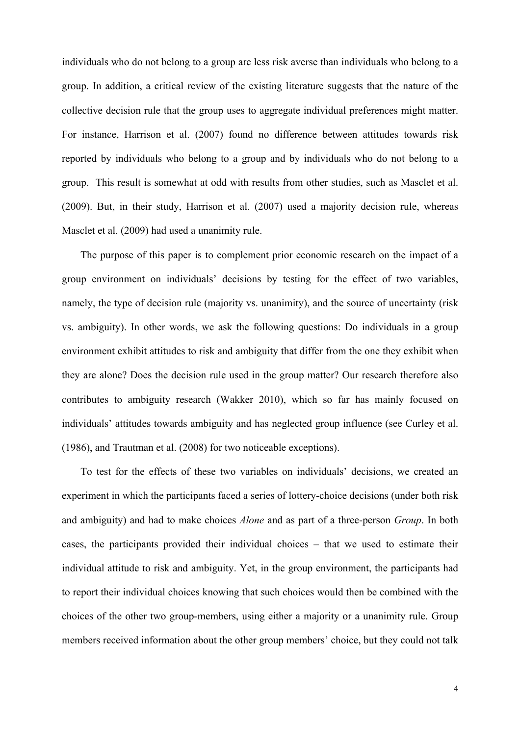individuals who do not belong to a group are less risk averse than individuals who belong to a group. In addition, a critical review of the existing literature suggests that the nature of the collective decision rule that the group uses to aggregate individual preferences might matter. For instance, Harrison et al. (2007) found no difference between attitudes towards risk reported by individuals who belong to a group and by individuals who do not belong to a group. This result is somewhat at odd with results from other studies, such as Masclet et al. (2009). But, in their study, Harrison et al. (2007) used a majority decision rule, whereas Masclet et al. (2009) had used a unanimity rule.

The purpose of this paper is to complement prior economic research on the impact of a group environment on individuals' decisions by testing for the effect of two variables, namely, the type of decision rule (majority vs. unanimity), and the source of uncertainty (risk vs. ambiguity). In other words, we ask the following questions: Do individuals in a group environment exhibit attitudes to risk and ambiguity that differ from the one they exhibit when they are alone? Does the decision rule used in the group matter? Our research therefore also contributes to ambiguity research (Wakker 2010), which so far has mainly focused on individuals' attitudes towards ambiguity and has neglected group influence (see Curley et al. (1986), and Trautman et al. (2008) for two noticeable exceptions).

To test for the effects of these two variables on individuals' decisions, we created an experiment in which the participants faced a series of lottery-choice decisions (under both risk and ambiguity) and had to make choices *Alone* and as part of a three-person *Group*. In both cases, the participants provided their individual choices – that we used to estimate their individual attitude to risk and ambiguity. Yet, in the group environment, the participants had to report their individual choices knowing that such choices would then be combined with the choices of the other two group-members, using either a majority or a unanimity rule. Group members received information about the other group members' choice, but they could not talk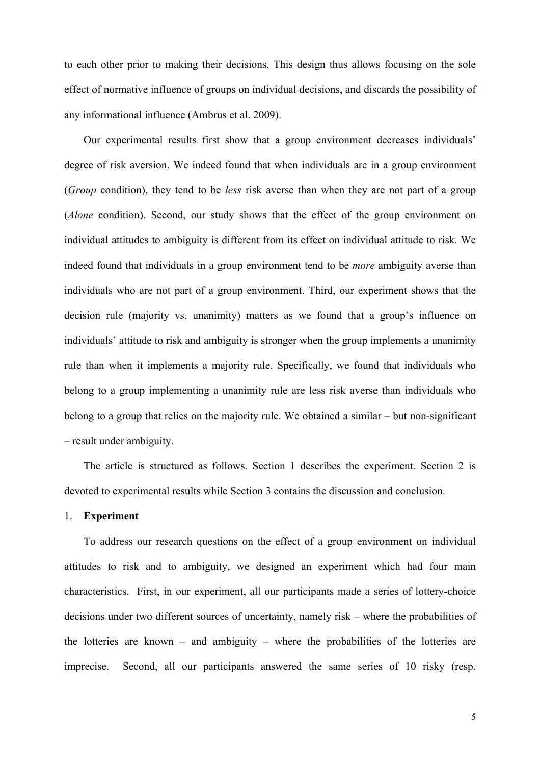to each other prior to making their decisions. This design thus allows focusing on the sole effect of normative influence of groups on individual decisions, and discards the possibility of any informational influence (Ambrus et al. 2009).

Our experimental results first show that a group environment decreases individuals' degree of risk aversion. We indeed found that when individuals are in a group environment (*Group* condition), they tend to be *less* risk averse than when they are not part of a group (*Alone* condition). Second, our study shows that the effect of the group environment on individual attitudes to ambiguity is different from its effect on individual attitude to risk. We indeed found that individuals in a group environment tend to be *more* ambiguity averse than individuals who are not part of a group environment. Third, our experiment shows that the decision rule (majority vs. unanimity) matters as we found that a group's influence on individuals' attitude to risk and ambiguity is stronger when the group implements a unanimity rule than when it implements a majority rule. Specifically, we found that individuals who belong to a group implementing a unanimity rule are less risk averse than individuals who belong to a group that relies on the majority rule. We obtained a similar – but non-significant – result under ambiguity.

The article is structured as follows. Section 1 describes the experiment. Section 2 is devoted to experimental results while Section 3 contains the discussion and conclusion.

## 1. **Experiment**

To address our research questions on the effect of a group environment on individual attitudes to risk and to ambiguity, we designed an experiment which had four main characteristics. First, in our experiment, all our participants made a series of lottery-choice decisions under two different sources of uncertainty, namely risk – where the probabilities of the lotteries are known – and ambiguity – where the probabilities of the lotteries are imprecise. Second, all our participants answered the same series of 10 risky (resp.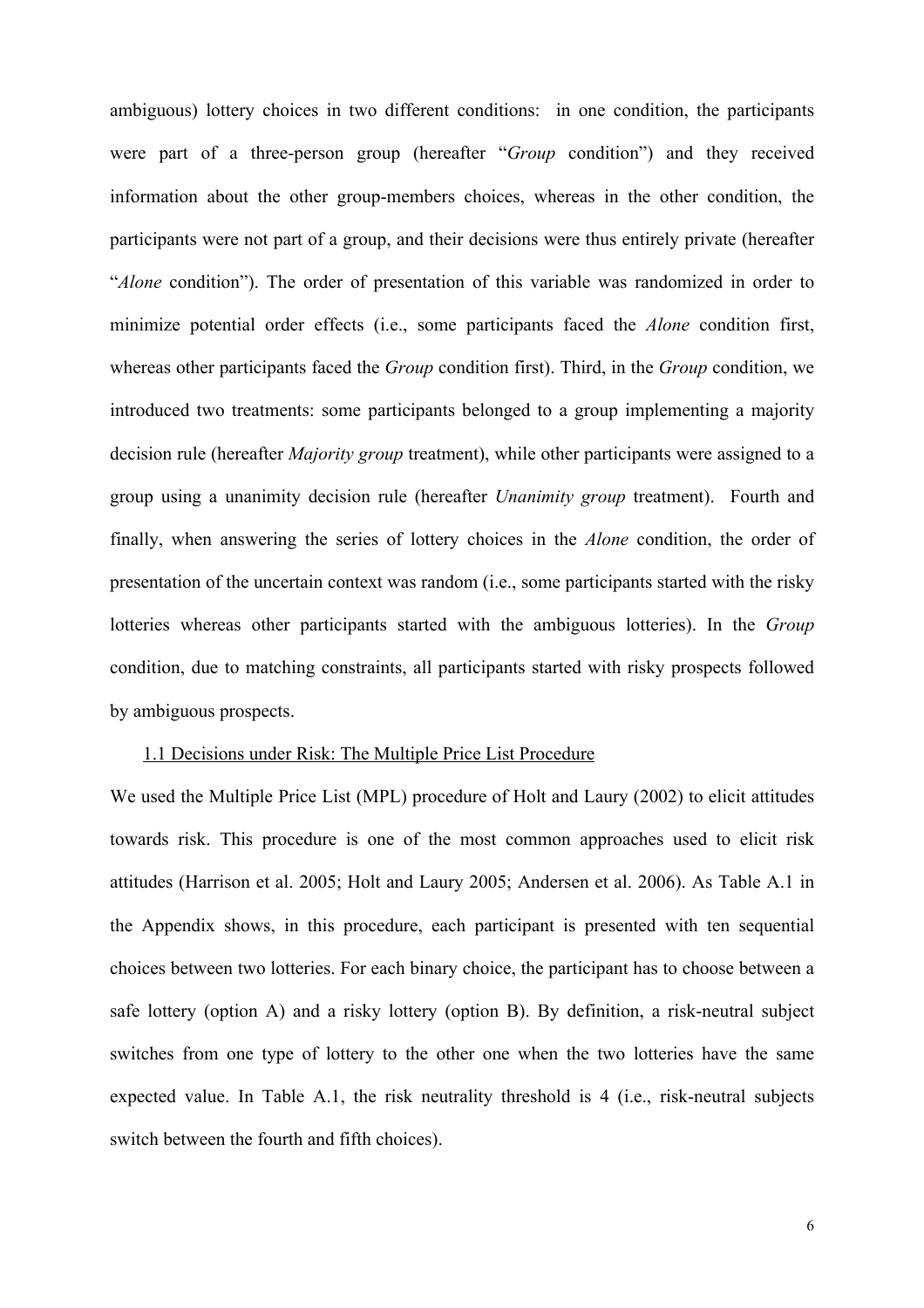ambiguous) lottery choices in two different conditions: in one condition, the participants were part of a three-person group (hereafter "*Group* condition") and they received information about the other group-members choices, whereas in the other condition, the participants were not part of a group, and their decisions were thus entirely private (hereafter "*Alone* condition"). The order of presentation of this variable was randomized in order to minimize potential order effects (i.e., some participants faced the *Alone* condition first, whereas other participants faced the *Group* condition first). Third, in the *Group* condition, we introduced two treatments: some participants belonged to a group implementing a majority decision rule (hereafter *Majority group* treatment), while other participants were assigned to a group using a unanimity decision rule (hereafter *Unanimity group* treatment). Fourth and finally, when answering the series of lottery choices in the *Alone* condition, the order of presentation of the uncertain context was random (i.e., some participants started with the risky lotteries whereas other participants started with the ambiguous lotteries). In the *Group* condition, due to matching constraints, all participants started with risky prospects followed by ambiguous prospects.

### 1.1 Decisions under Risk: The Multiple Price List Procedure

We used the Multiple Price List (MPL) procedure of Holt and Laury (2002) to elicit attitudes towards risk. This procedure is one of the most common approaches used to elicit risk attitudes (Harrison et al. 2005; Holt and Laury 2005; Andersen et al. 2006). As Table A.1 in the Appendix shows, in this procedure, each participant is presented with ten sequential choices between two lotteries. For each binary choice, the participant has to choose between a safe lottery (option A) and a risky lottery (option B). By definition, a risk-neutral subject switches from one type of lottery to the other one when the two lotteries have the same expected value. In Table A.1, the risk neutrality threshold is 4 (i.e., risk-neutral subjects switch between the fourth and fifth choices).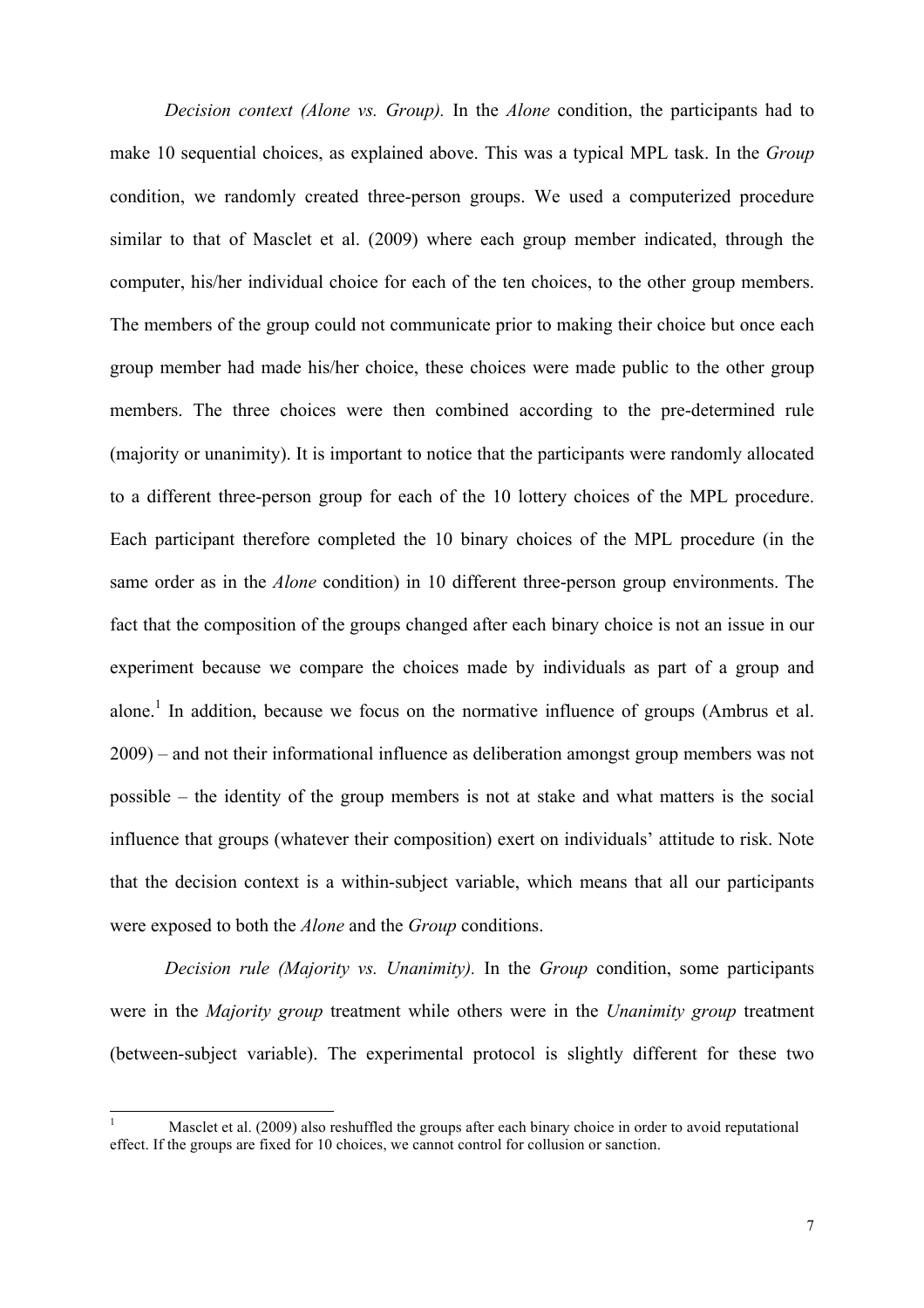*Decision context (Alone vs. Group).* In the *Alone* condition, the participants had to make 10 sequential choices, as explained above. This was a typical MPL task. In the *Group* condition, we randomly created three-person groups. We used a computerized procedure similar to that of Masclet et al. (2009) where each group member indicated, through the computer, his/her individual choice for each of the ten choices, to the other group members. The members of the group could not communicate prior to making their choice but once each group member had made his/her choice, these choices were made public to the other group members. The three choices were then combined according to the pre-determined rule (majority or unanimity). It is important to notice that the participants were randomly allocated to a different three-person group for each of the 10 lottery choices of the MPL procedure. Each participant therefore completed the 10 binary choices of the MPL procedure (in the same order as in the *Alone* condition) in 10 different three-person group environments. The fact that the composition of the groups changed after each binary choice is not an issue in our experiment because we compare the choices made by individuals as part of a group and alone.[1] In addition, because we focus on the normative influence of groups (Ambrus et al. 2009) – and not their informational influence as deliberation amongst group members was not possible – the identity of the group members is not at stake and what matters is the social influence that groups (whatever their composition) exert on individuals' attitude to risk. Note that the decision context is a within-subject variable, which means that all our participants were exposed to both the *Alone* and the *Group* conditions.

*Decision rule (Majority vs. Unanimity).* In the *Group* condition, some participants were in the *Majority group* treatment while others were in the *Unanimity group* treatment (between-subject variable). The experimental protocol is slightly different for these two

[1] Masclet et al. (2009) also reshuffled the groups after each binary choice in order to avoid reputational effect. If the groups are fixed for 10 choices, we cannot control for collusion or sanction.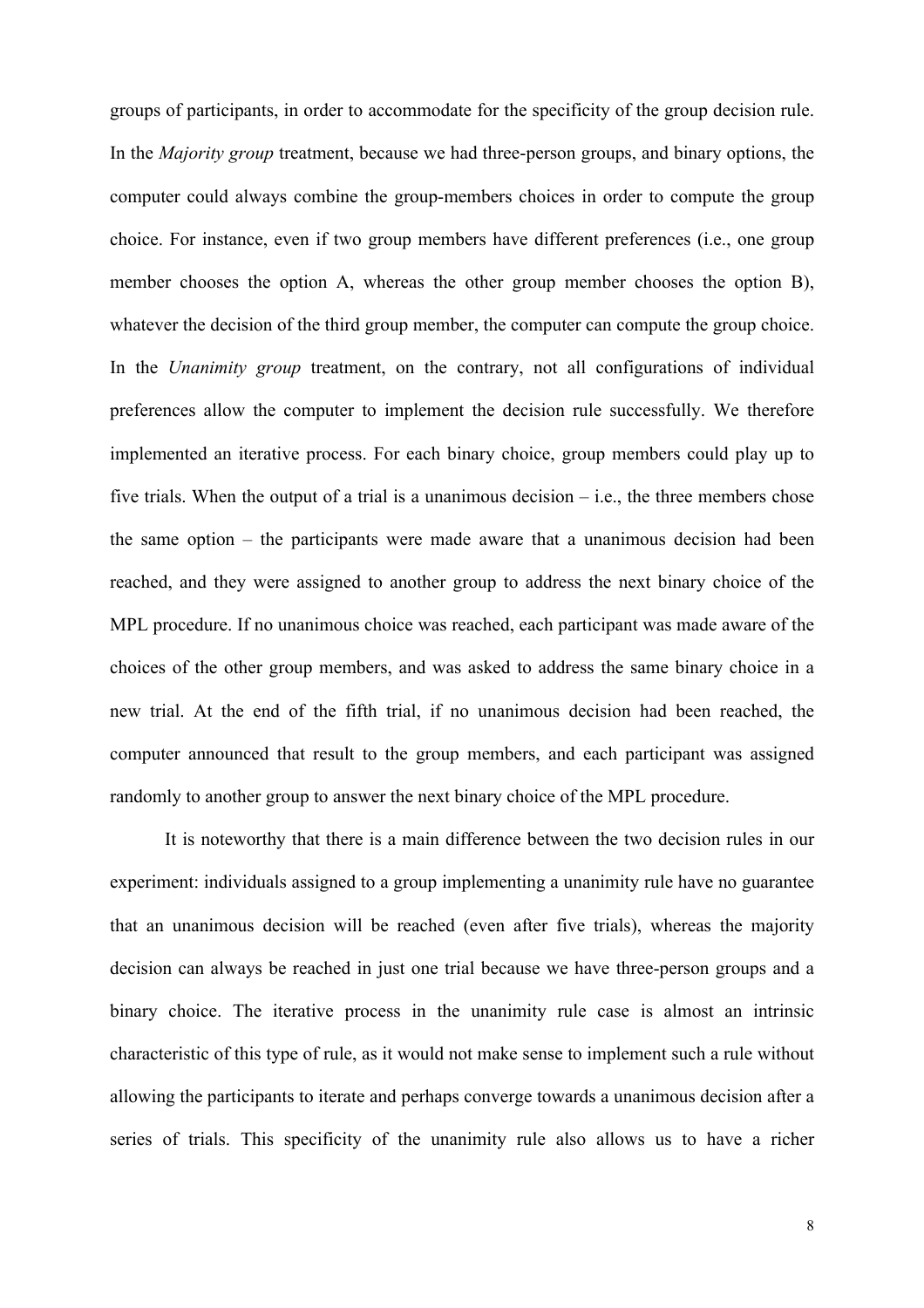groups of participants, in order to accommodate for the specificity of the group decision rule. In the *Majority group* treatment, because we had three-person groups, and binary options, the computer could always combine the group-members choices in order to compute the group choice. For instance, even if two group members have different preferences (i.e., one group member chooses the option A, whereas the other group member chooses the option B), whatever the decision of the third group member, the computer can compute the group choice. In the *Unanimity group* treatment, on the contrary, not all configurations of individual preferences allow the computer to implement the decision rule successfully. We therefore implemented an iterative process. For each binary choice, group members could play up to five trials. When the output of a trial is a unanimous decision – i.e., the three members chose the same option – the participants were made aware that a unanimous decision had been reached, and they were assigned to another group to address the next binary choice of the MPL procedure. If no unanimous choice was reached, each participant was made aware of the choices of the other group members, and was asked to address the same binary choice in a new trial. At the end of the fifth trial, if no unanimous decision had been reached, the computer announced that result to the group members, and each participant was assigned randomly to another group to answer the next binary choice of the MPL procedure.

It is noteworthy that there is a main difference between the two decision rules in our experiment: individuals assigned to a group implementing a unanimity rule have no guarantee that an unanimous decision will be reached (even after five trials), whereas the majority decision can always be reached in just one trial because we have three-person groups and a binary choice. The iterative process in the unanimity rule case is almost an intrinsic characteristic of this type of rule, as it would not make sense to implement such a rule without allowing the participants to iterate and perhaps converge towards a unanimous decision after a series of trials. This specificity of the unanimity rule also allows us to have a richer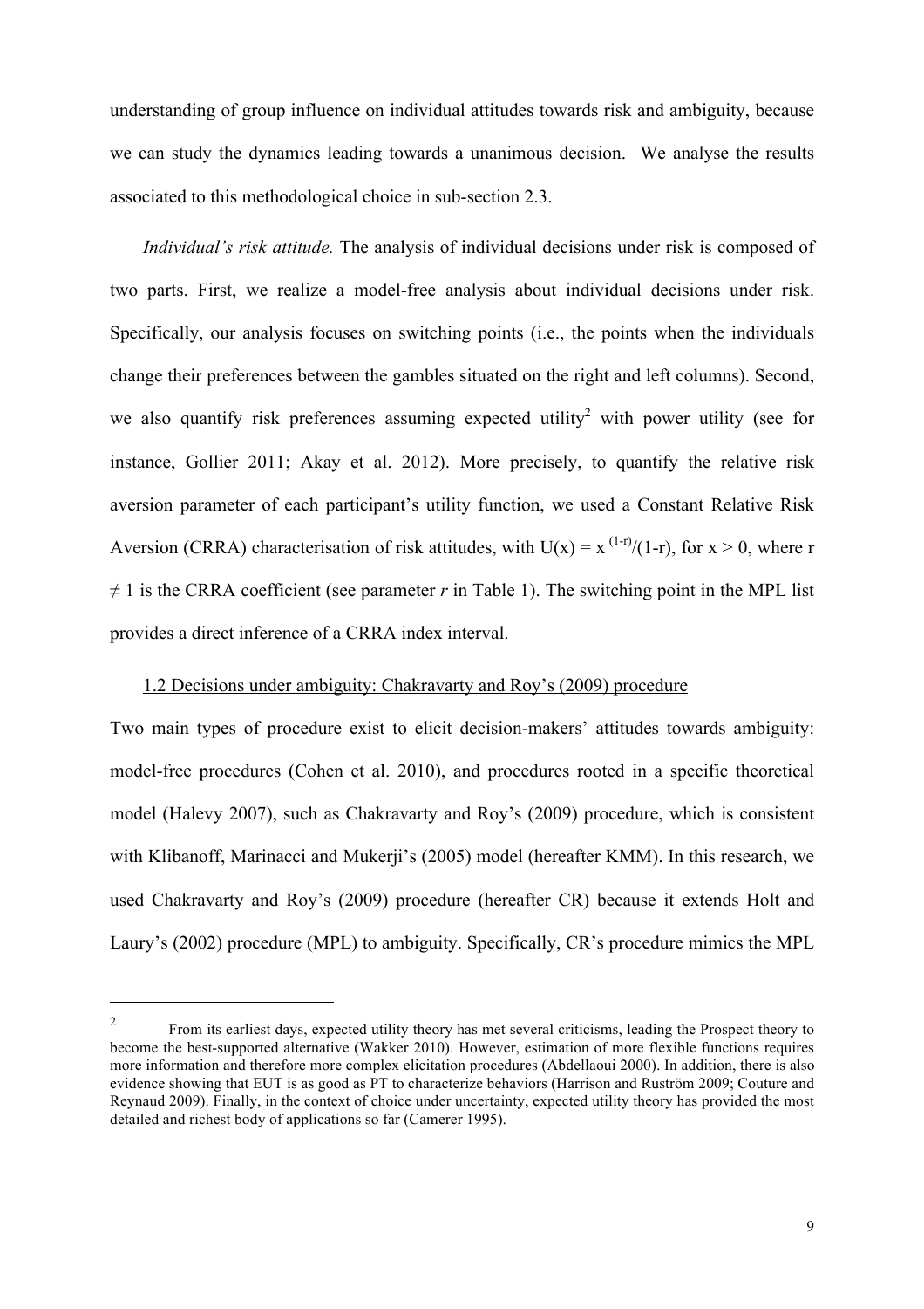understanding of group influence on individual attitudes towards risk and ambiguity, because we can study the dynamics leading towards a unanimous decision. We analyse the results associated to this methodological choice in sub-section 2.3.

*Individual's risk attitude.* The analysis of individual decisions under risk is composed of two parts. First, we realize a model-free analysis about individual decisions under risk. Specifically, our analysis focuses on switching points (i.e., the points when the individuals change their preferences between the gambles situated on the right and left columns). Second, we also quantify risk preferences assuming expected utility[2] with power utility (see for instance, Gollier 2011; Akay et al. 2012). More precisely, to quantify the relative risk aversion parameter of each participant's utility function, we used a Constant Relative Risk Aversion (CRRA) characterisation of risk attitudes, with $U(x) = x^{(1-r)}/(1-r)$, for $x > 0$, where $r \neq 1$ is the CRRA coefficient (see parameter *r* in Table 1). The switching point in the MPL list provides a direct inference of a CRRA index interval.

## 1.2 Decisions under ambiguity: Chakravarty and Roy's (2009) procedure

Two main types of procedure exist to elicit decision-makers' attitudes towards ambiguity: model-free procedures (Cohen et al. 2010), and procedures rooted in a specific theoretical model (Halevy 2007), such as Chakravarty and Roy's (2009) procedure, which is consistent with Klibanoff, Marinacci and Mukerji's (2005) model (hereafter KMM). In this research, we used Chakravarty and Roy's (2009) procedure (hereafter CR) because it extends Holt and Laury's (2002) procedure (MPL) to ambiguity. Specifically, CR's procedure mimics the MPL

---

[2] From its earliest days, expected utility theory has met several criticisms, leading the Prospect theory to become the best-supported alternative (Wakker 2010). However, estimation of more flexible functions requires more information and therefore more complex elicitation procedures (Abdellaoui 2000). In addition, there is also evidence showing that EUT is as good as PT to characterize behaviors (Harrison and Ruström 2009; Couture and Reynaud 2009). Finally, in the context of choice under uncertainty, expected utility theory has provided the most detailed and richest body of applications so far (Camerer 1995).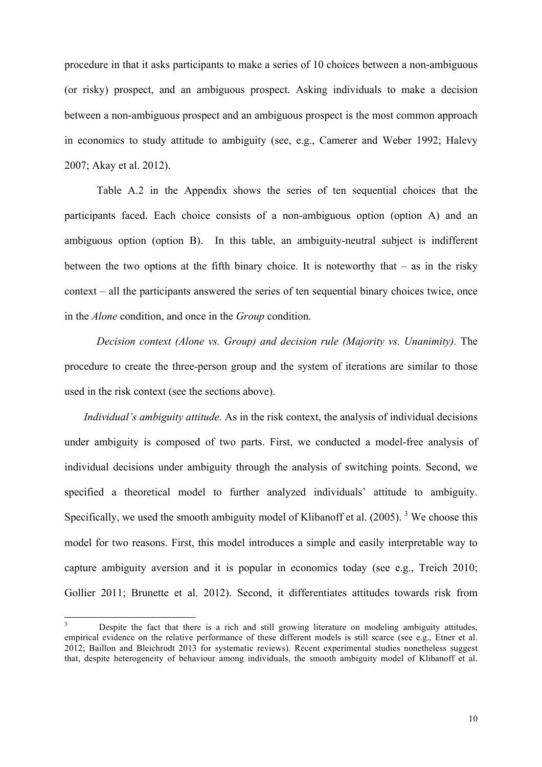procedure in that it asks participants to make a series of 10 choices between a non-ambiguous (or risky) prospect, and an ambiguous prospect. Asking individuals to make a decision between a non-ambiguous prospect and an ambiguous prospect is the most common approach in economics to study attitude to ambiguity (see, e.g., Camerer and Weber 1992; Halevy 2007; Akay et al. 2012).

Table A.2 in the Appendix shows the series of ten sequential choices that the participants faced. Each choice consists of a non-ambiguous option (option A) and an ambiguous option (option B). In this table, an ambiguity-neutral subject is indifferent between the two options at the fifth binary choice. It is noteworthy that – as in the risky context – all the participants answered the series of ten sequential binary choices twice, once in the *Alone* condition, and once in the *Group* condition.

*Decision context (Alone vs. Group) and decision rule (Majority vs. Unanimity).* The procedure to create the three-person group and the system of iterations are similar to those used in the risk context (see the sections above).

*Individual's ambiguity attitude.* As in the risk context, the analysis of individual decisions under ambiguity is composed of two parts. First, we conducted a model-free analysis of individual decisions under ambiguity through the analysis of switching points. Second, we specified a theoretical model to further analyzed individuals' attitude to ambiguity. Specifically, we used the smooth ambiguity model of Klibanoff et al. (2005).[3] We choose this model for two reasons. First, this model introduces a simple and easily interpretable way to capture ambiguity aversion and it is popular in economics today (see e.g., Treich 2010; Gollier 2011; Brunette et al. 2012). Second, it differentiates attitudes towards risk from

[3] Despite the fact that there is a rich and still growing literature on modeling ambiguity attitudes, empirical evidence on the relative performance of these different models is still scarce (see e.g., Etner et al. 2012; Baillon and Bleichrodt 2013 for systematic reviews). Recent experimental studies nonetheless suggest that, despite heterogeneity of behaviour among individuals, the smooth ambiguity model of Klibanoff et al.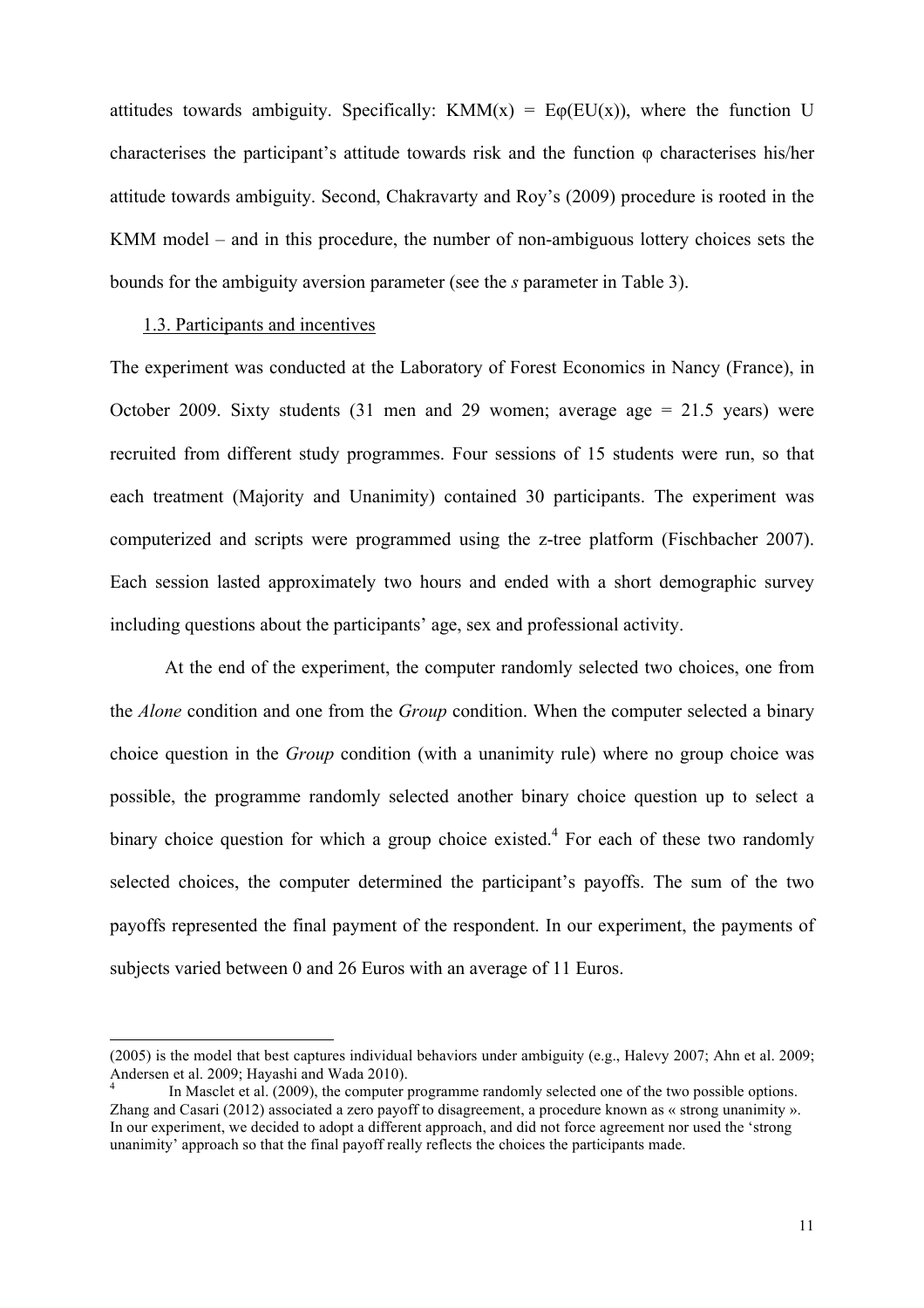attitudes towards ambiguity. Specifically: $KMM(x) = E\varphi(EU(x))$, where the function U characterises the participant's attitude towards risk and the function $\varphi$ characterises his/her attitude towards ambiguity. Second, Chakravarty and Roy's (2009) procedure is rooted in the KMM model – and in this procedure, the number of non-ambiguous lottery choices sets the bounds for the ambiguity aversion parameter (see the *s* parameter in Table 3).

### 1.3. Participants and incentives

The experiment was conducted at the Laboratory of Forest Economics in Nancy (France), in October 2009. Sixty students (31 men and 29 women; average age = 21.5 years) were recruited from different study programmes. Four sessions of 15 students were run, so that each treatment (Majority and Unanimity) contained 30 participants. The experiment was computerized and scripts were programmed using the z-tree platform (Fischbacher 2007). Each session lasted approximately two hours and ended with a short demographic survey including questions about the participants' age, sex and professional activity.

At the end of the experiment, the computer randomly selected two choices, one from the *Alone* condition and one from the *Group* condition. When the computer selected a binary choice question in the *Group* condition (with a unanimity rule) where no group choice was possible, the programme randomly selected another binary choice question up to select a binary choice question for which a group choice existed.[4] For each of these two randomly selected choices, the computer determined the participant's payoffs. The sum of the two payoffs represented the final payment of the respondent. In our experiment, the payments of subjects varied between 0 and 26 Euros with an average of 11 Euros.

---

(2005) is the model that best captures individual behaviors under ambiguity (e.g., Halevy 2007; Ahn et al. 2009; Andersen et al. 2009; Hayashi and Wada 2010).

[4] In Masclet et al. (2009), the computer programme randomly selected one of the two possible options. Zhang and Casari (2012) associated a zero payoff to disagreement, a procedure known as « strong unanimity ». In our experiment, we decided to adopt a different approach, and did not force agreement nor used the 'strong unanimity' approach so that the final payoff really reflects the choices the participants made.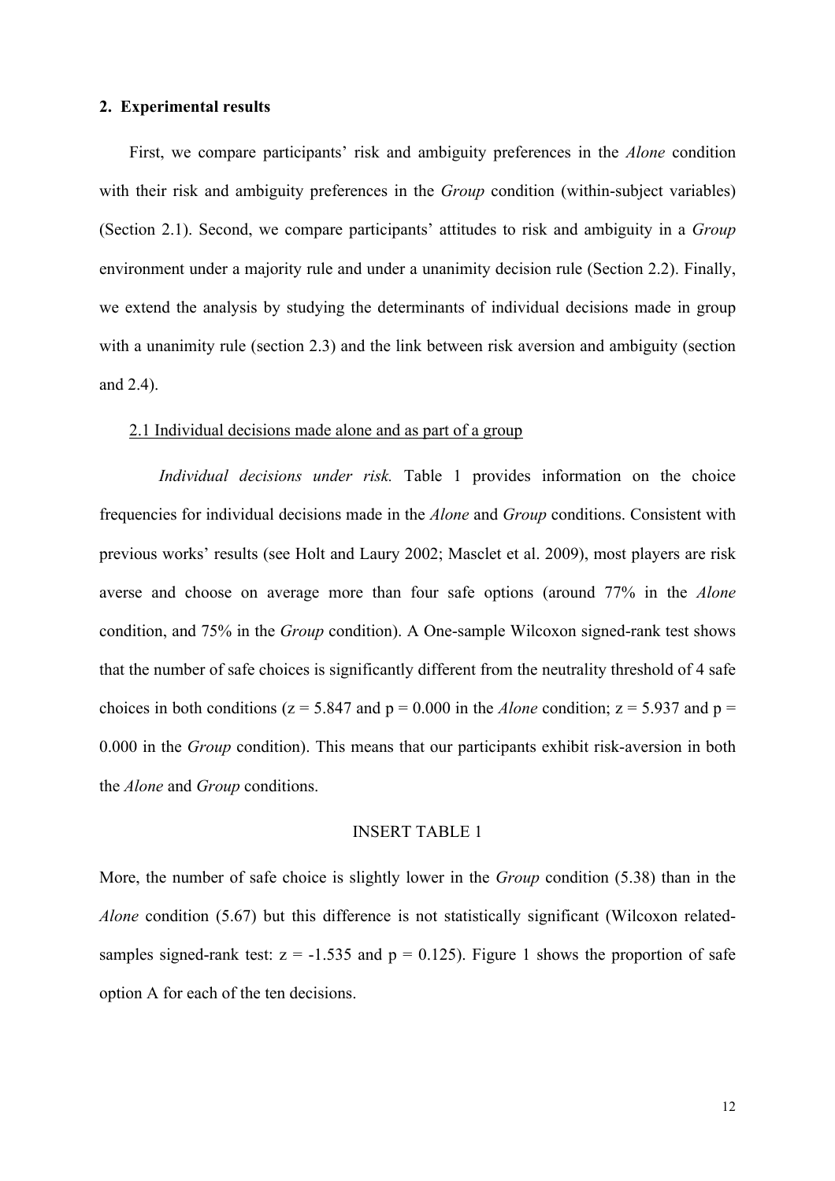## 2. Experimental results

First, we compare participants' risk and ambiguity preferences in the *Alone* condition with their risk and ambiguity preferences in the *Group* condition (within-subject variables) (Section 2.1). Second, we compare participants' attitudes to risk and ambiguity in a *Group* environment under a majority rule and under a unanimity decision rule (Section 2.2). Finally, we extend the analysis by studying the determinants of individual decisions made in group with a unanimity rule (section 2.3) and the link between risk aversion and ambiguity (section and 2.4).

### 2.1 Individual decisions made alone and as part of a group

*Individual decisions under risk.* Table 1 provides information on the choice frequencies for individual decisions made in the *Alone* and *Group* conditions. Consistent with previous works' results (see Holt and Laury 2002; Masclet et al. 2009), most players are risk averse and choose on average more than four safe options (around 77% in the *Alone* condition, and 75% in the *Group* condition). A One-sample Wilcoxon signed-rank test shows that the number of safe choices is significantly different from the neutrality threshold of 4 safe choices in both conditions ($z = 5.847$ and $p = 0.000$ in the *Alone* condition; $z = 5.937$ and $p = 0.000$ in the *Group* condition). This means that our participants exhibit risk-aversion in both the *Alone* and *Group* conditions.

INSERT TABLE 1

More, the number of safe choice is slightly lower in the *Group* condition (5.38) than in the *Alone* condition (5.67) but this difference is not statistically significant (Wilcoxon related-samples signed-rank test: $z = -1.535$ and $p = 0.125$). Figure 1 shows the proportion of safe option A for each of the ten decisions.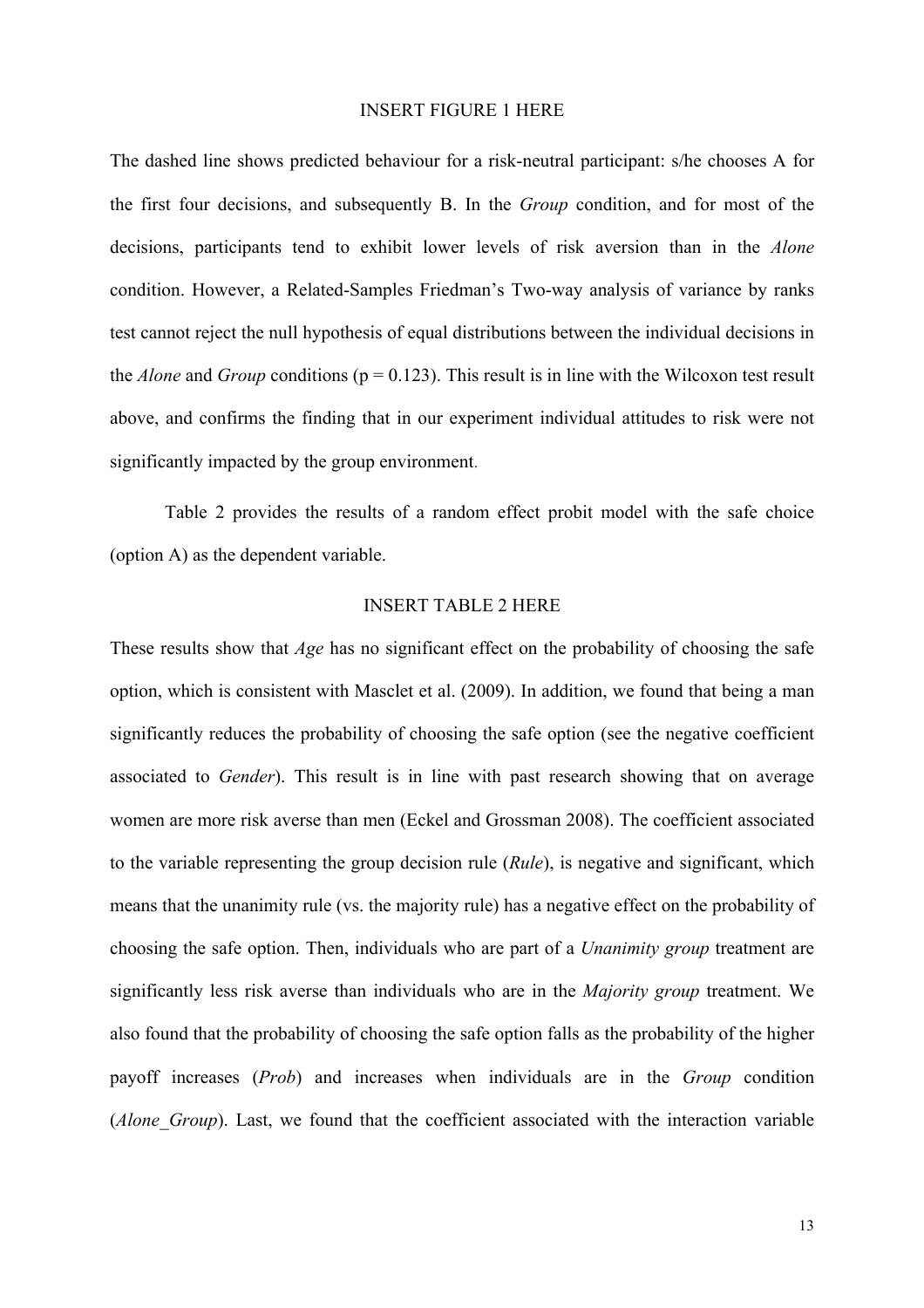INSERT FIGURE 1 HERE

The dashed line shows predicted behaviour for a risk-neutral participant: s/he chooses A for the first four decisions, and subsequently B. In the *Group* condition, and for most of the decisions, participants tend to exhibit lower levels of risk aversion than in the *Alone* condition. However, a Related-Samples Friedman's Two-way analysis of variance by ranks test cannot reject the null hypothesis of equal distributions between the individual decisions in the *Alone* and *Group* conditions ($p = 0.123$). This result is in line with the Wilcoxon test result above, and confirms the finding that in our experiment individual attitudes to risk were not significantly impacted by the group environment.

Table 2 provides the results of a random effect probit model with the safe choice (option A) as the dependent variable.

INSERT TABLE 2 HERE

These results show that *Age* has no significant effect on the probability of choosing the safe option, which is consistent with Masclet et al. (2009). In addition, we found that being a man significantly reduces the probability of choosing the safe option (see the negative coefficient associated to *Gender*). This result is in line with past research showing that on average women are more risk averse than men (Eckel and Grossman 2008). The coefficient associated to the variable representing the group decision rule (*Rule*), is negative and significant, which means that the unanimity rule (vs. the majority rule) has a negative effect on the probability of choosing the safe option. Then, individuals who are part of a *Unanimity group* treatment are significantly less risk averse than individuals who are in the *Majority group* treatment. We also found that the probability of choosing the safe option falls as the probability of the higher payoff increases (*Prob*) and increases when individuals are in the *Group* condition (*Alone_Group*). Last, we found that the coefficient associated with the interaction variable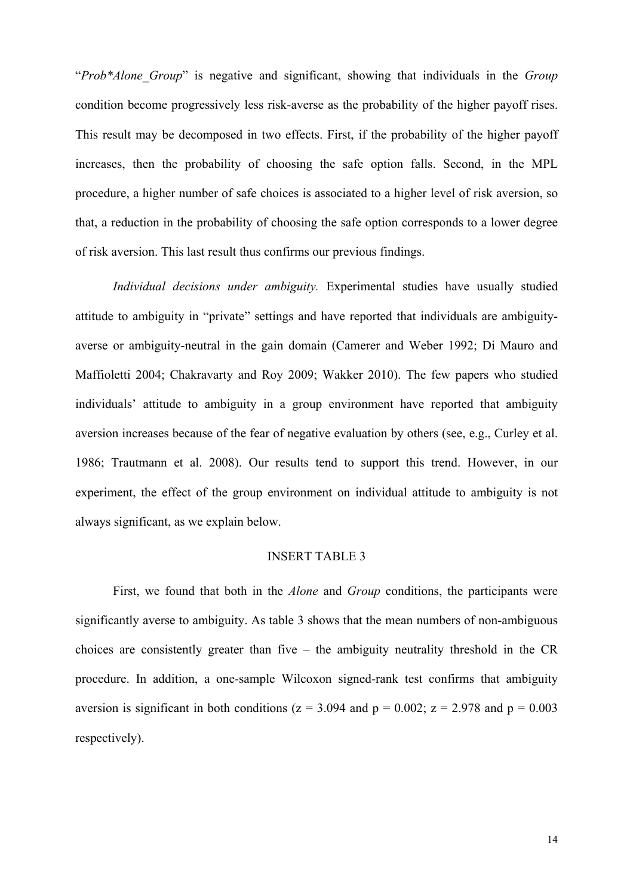"*Prob*Alone_Group*" is negative and significant, showing that individuals in the *Group* condition become progressively less risk-averse as the probability of the higher payoff rises. This result may be decomposed in two effects. First, if the probability of the higher payoff increases, then the probability of choosing the safe option falls. Second, in the MPL procedure, a higher number of safe choices is associated to a higher level of risk aversion, so that, a reduction in the probability of choosing the safe option corresponds to a lower degree of risk aversion. This last result thus confirms our previous findings.

*Individual decisions under ambiguity.* Experimental studies have usually studied attitude to ambiguity in "private" settings and have reported that individuals are ambiguity-averse or ambiguity-neutral in the gain domain (Camerer and Weber 1992; Di Mauro and Maffioletti 2004; Chakravarty and Roy 2009; Wakker 2010). The few papers who studied individuals' attitude to ambiguity in a group environment have reported that ambiguity aversion increases because of the fear of negative evaluation by others (see, e.g., Curley et al. 1986; Trautmann et al. 2008). Our results tend to support this trend. However, in our experiment, the effect of the group environment on individual attitude to ambiguity is not always significant, as we explain below.

INSERT TABLE 3

First, we found that both in the *Alone* and *Group* conditions, the participants were significantly averse to ambiguity. As table 3 shows that the mean numbers of non-ambiguous choices are consistently greater than five – the ambiguity neutrality threshold in the CR procedure. In addition, a one-sample Wilcoxon signed-rank test confirms that ambiguity aversion is significant in both conditions ($z = 3.094$ and $p = 0.002$; $z = 2.978$ and $p = 0.003$ respectively).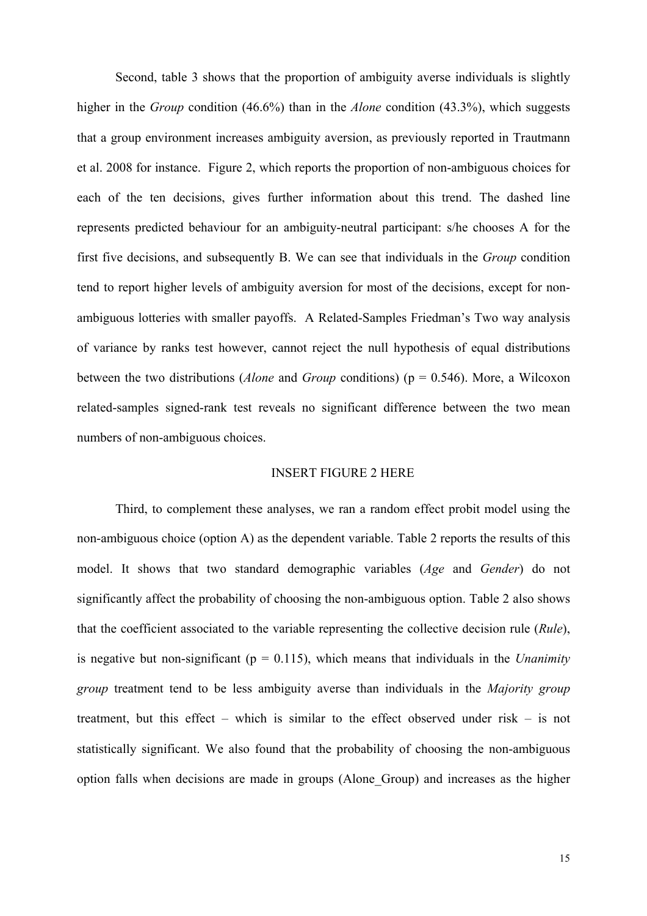Second, table 3 shows that the proportion of ambiguity averse individuals is slightly higher in the *Group* condition (46.6%) than in the *Alone* condition (43.3%), which suggests that a group environment increases ambiguity aversion, as previously reported in Trautmann et al. 2008 for instance. Figure 2, which reports the proportion of non-ambiguous choices for each of the ten decisions, gives further information about this trend. The dashed line represents predicted behaviour for an ambiguity-neutral participant: s/he chooses A for the first five decisions, and subsequently B. We can see that individuals in the *Group* condition tend to report higher levels of ambiguity aversion for most of the decisions, except for non-ambiguous lotteries with smaller payoffs. A Related-Samples Friedman's Two way analysis of variance by ranks test however, cannot reject the null hypothesis of equal distributions between the two distributions (*Alone* and *Group* conditions) ($p = 0.546$). More, a Wilcoxon related-samples signed-rank test reveals no significant difference between the two mean numbers of non-ambiguous choices.

INSERT FIGURE 2 HERE

Third, to complement these analyses, we ran a random effect probit model using the non-ambiguous choice (option A) as the dependent variable. Table 2 reports the results of this model. It shows that two standard demographic variables (*Age* and *Gender*) do not significantly affect the probability of choosing the non-ambiguous option. Table 2 also shows that the coefficient associated to the variable representing the collective decision rule (*Rule*), is negative but non-significant ($p = 0.115$), which means that individuals in the *Unanimity group* treatment tend to be less ambiguity averse than individuals in the *Majority group* treatment, but this effect – which is similar to the effect observed under risk – is not statistically significant. We also found that the probability of choosing the non-ambiguous option falls when decisions are made in groups (Alone_Group) and increases as the higher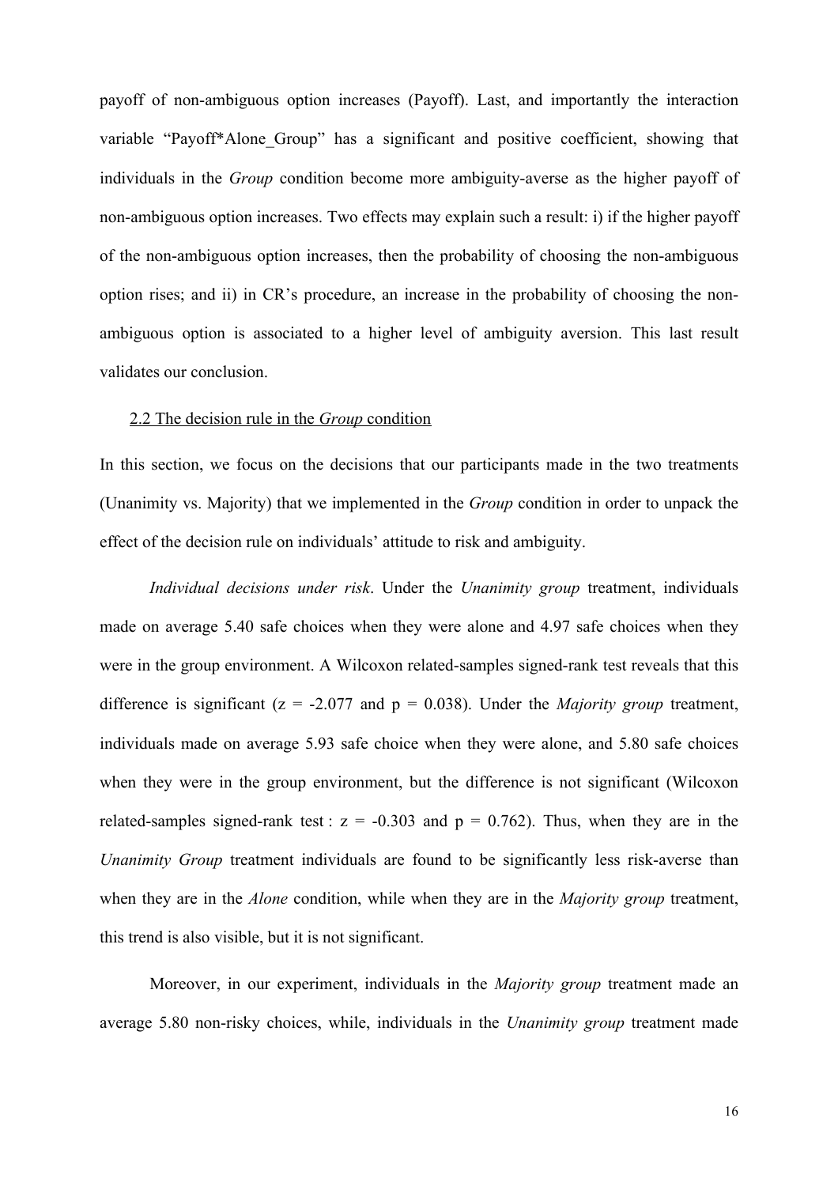payoff of non-ambiguous option increases (Payoff). Last, and importantly the interaction variable "Payoff*Alone_Group" has a significant and positive coefficient, showing that individuals in the *Group* condition become more ambiguity-averse as the higher payoff of non-ambiguous option increases. Two effects may explain such a result: i) if the higher payoff of the non-ambiguous option increases, then the probability of choosing the non-ambiguous option rises; and ii) in CR's procedure, an increase in the probability of choosing the non-ambiguous option is associated to a higher level of ambiguity aversion. This last result validates our conclusion.

### 2.2 The decision rule in the *Group* condition

In this section, we focus on the decisions that our participants made in the two treatments (Unanimity vs. Majority) that we implemented in the *Group* condition in order to unpack the effect of the decision rule on individuals' attitude to risk and ambiguity.

*Individual decisions under risk*. Under the *Unanimity group* treatment, individuals made on average 5.40 safe choices when they were alone and 4.97 safe choices when they were in the group environment. A Wilcoxon related-samples signed-rank test reveals that this difference is significant ($z = -2.077$ and $p = 0.038$). Under the *Majority group* treatment, individuals made on average 5.93 safe choice when they were alone, and 5.80 safe choices when they were in the group environment, but the difference is not significant (Wilcoxon related-samples signed-rank test : $z = -0.303$ and $p = 0.762$). Thus, when they are in the *Unanimity Group* treatment individuals are found to be significantly less risk-averse than when they are in the *Alone* condition, while when they are in the *Majority group* treatment, this trend is also visible, but it is not significant.

Moreover, in our experiment, individuals in the *Majority group* treatment made an average 5.80 non-risky choices, while, individuals in the *Unanimity group* treatment made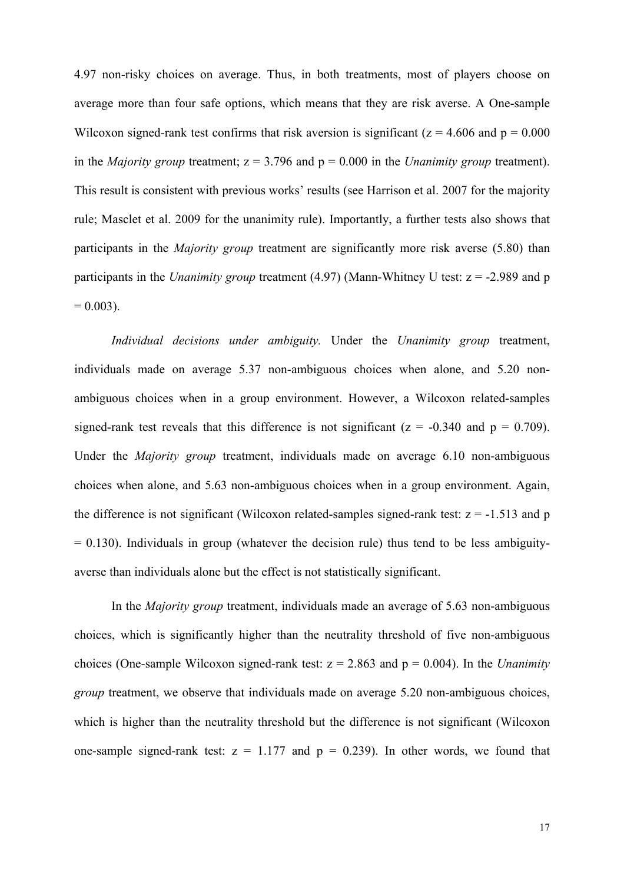4.97 non-risky choices on average. Thus, in both treatments, most of players choose on average more than four safe options, which means that they are risk averse. A One-sample Wilcoxon signed-rank test confirms that risk aversion is significant ($z = 4.606$ and $p = 0.000$ in the *Majority group* treatment; $z = 3.796$ and $p = 0.000$ in the *Unanimity group* treatment). This result is consistent with previous works' results (see Harrison et al. 2007 for the majority rule; Masclet et al. 2009 for the unanimity rule). Importantly, a further tests also shows that participants in the *Majority group* treatment are significantly more risk averse (5.80) than participants in the *Unanimity group* treatment (4.97) (Mann-Whitney U test: $z = -2.989$ and $p = 0.003$).

*Individual decisions under ambiguity.* Under the *Unanimity group* treatment, individuals made on average 5.37 non-ambiguous choices when alone, and 5.20 non-ambiguous choices when in a group environment. However, a Wilcoxon related-samples signed-rank test reveals that this difference is not significant ($z = -0.340$ and $p = 0.709$). Under the *Majority group* treatment, individuals made on average 6.10 non-ambiguous choices when alone, and 5.63 non-ambiguous choices when in a group environment. Again, the difference is not significant (Wilcoxon related-samples signed-rank test: $z = -1.513$ and $p = 0.130$). Individuals in group (whatever the decision rule) thus tend to be less ambiguity-averse than individuals alone but the effect is not statistically significant.

In the *Majority group* treatment, individuals made an average of 5.63 non-ambiguous choices, which is significantly higher than the neutrality threshold of five non-ambiguous choices (One-sample Wilcoxon signed-rank test: $z = 2.863$ and $p = 0.004$). In the *Unanimity group* treatment, we observe that individuals made on average 5.20 non-ambiguous choices, which is higher than the neutrality threshold but the difference is not significant (Wilcoxon one-sample signed-rank test: $z = 1.177$ and $p = 0.239$). In other words, we found that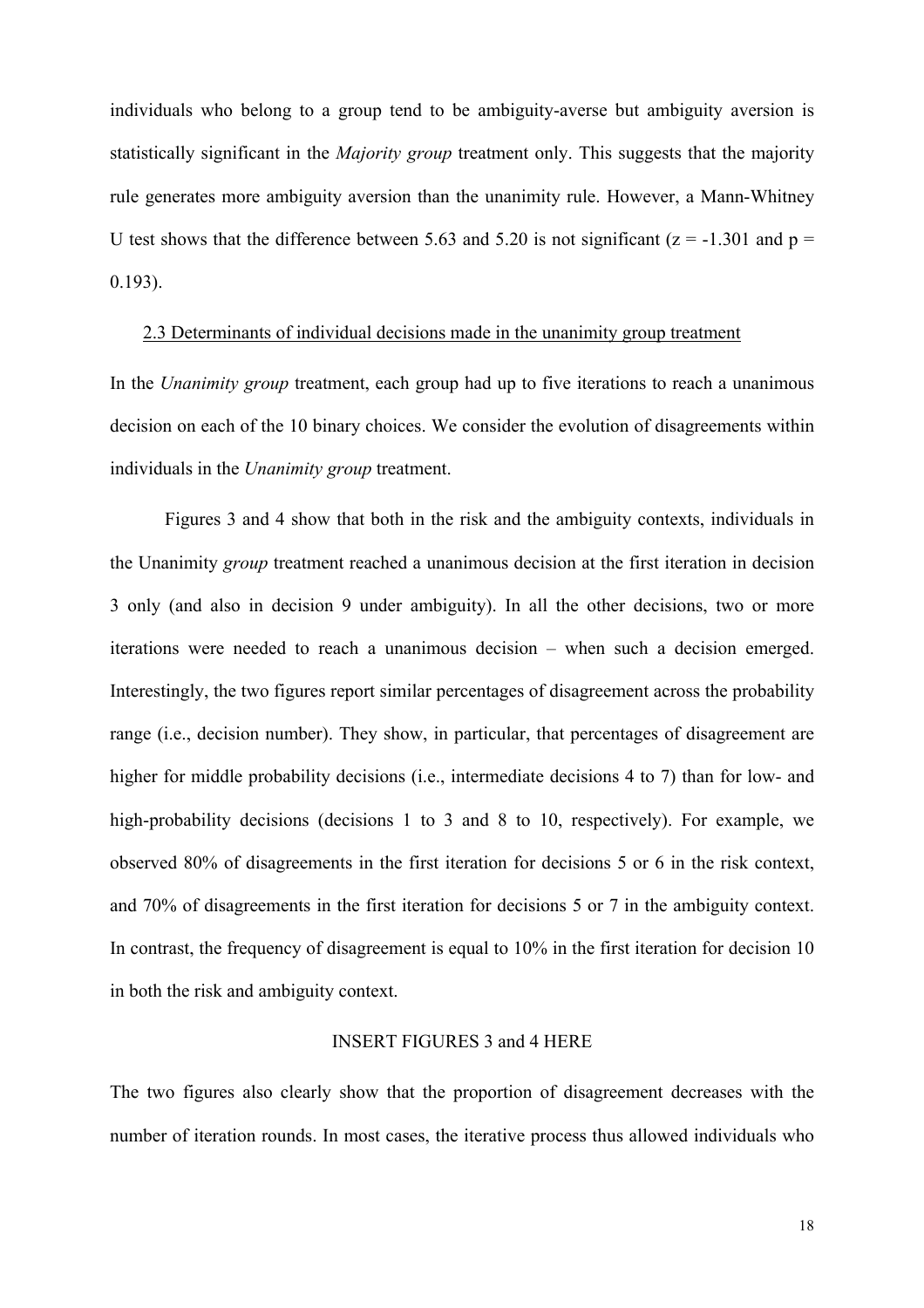individuals who belong to a group tend to be ambiguity-averse but ambiguity aversion is statistically significant in the *Majority group* treatment only. This suggests that the majority rule generates more ambiguity aversion than the unanimity rule. However, a Mann-Whitney U test shows that the difference between 5.63 and 5.20 is not significant ($z = -1.301$ and $p = 0.193$).

## 2.3 Determinants of individual decisions made in the unanimity group treatment

In the *Unanimity group* treatment, each group had up to five iterations to reach a unanimous decision on each of the 10 binary choices. We consider the evolution of disagreements within individuals in the *Unanimity group* treatment.

Figures 3 and 4 show that both in the risk and the ambiguity contexts, individuals in the Unanimity *group* treatment reached a unanimous decision at the first iteration in decision 3 only (and also in decision 9 under ambiguity). In all the other decisions, two or more iterations were needed to reach a unanimous decision – when such a decision emerged. Interestingly, the two figures report similar percentages of disagreement across the probability range (i.e., decision number). They show, in particular, that percentages of disagreement are higher for middle probability decisions (i.e., intermediate decisions 4 to 7) than for low- and high-probability decisions (decisions 1 to 3 and 8 to 10, respectively). For example, we observed 80% of disagreements in the first iteration for decisions 5 or 6 in the risk context, and 70% of disagreements in the first iteration for decisions 5 or 7 in the ambiguity context. In contrast, the frequency of disagreement is equal to 10% in the first iteration for decision 10 in both the risk and ambiguity context.

INSERT FIGURES 3 and 4 HERE

The two figures also clearly show that the proportion of disagreement decreases with the number of iteration rounds. In most cases, the iterative process thus allowed individuals who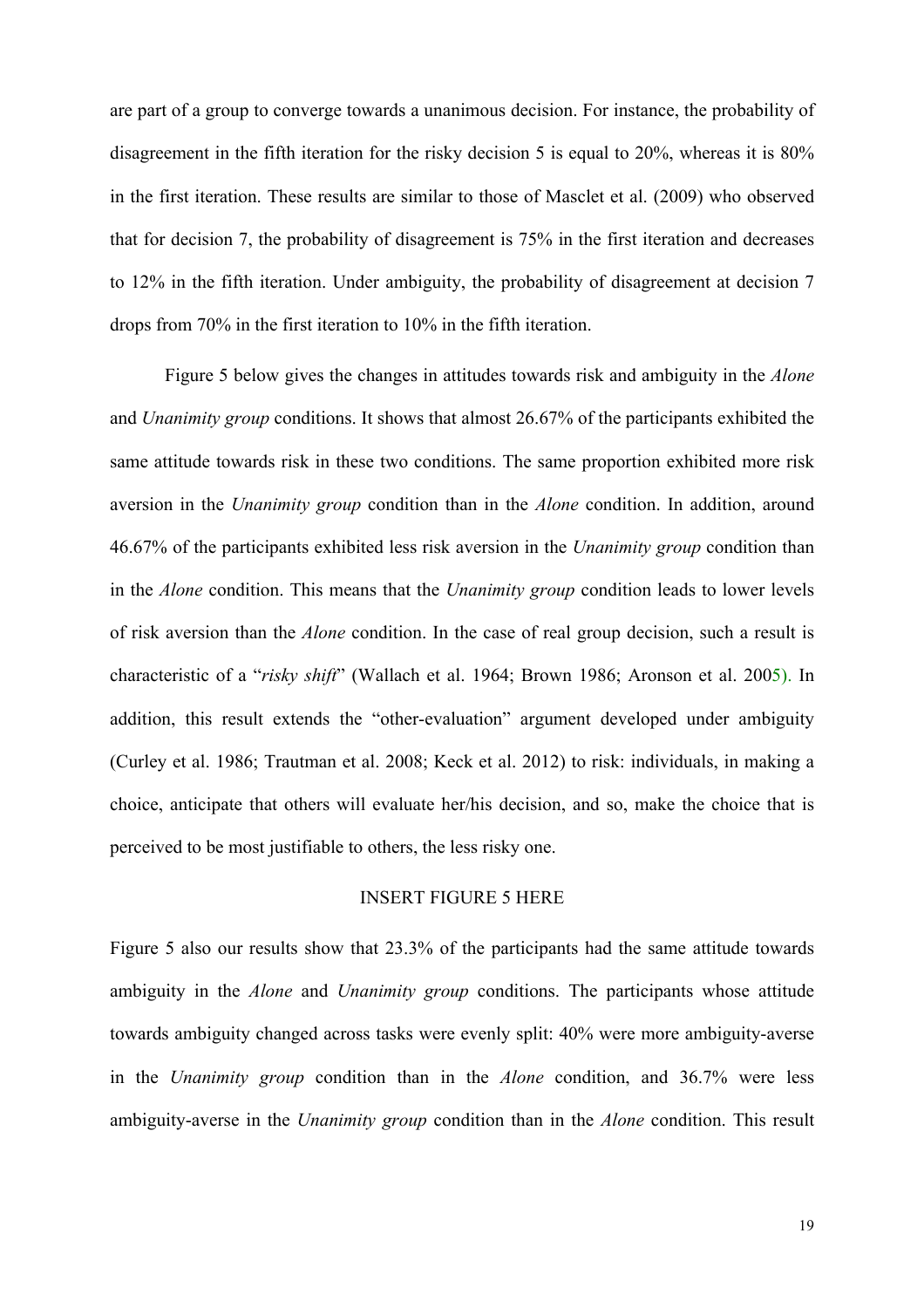are part of a group to converge towards a unanimous decision. For instance, the probability of disagreement in the fifth iteration for the risky decision 5 is equal to 20%, whereas it is 80% in the first iteration. These results are similar to those of Masclet et al. (2009) who observed that for decision 7, the probability of disagreement is 75% in the first iteration and decreases to 12% in the fifth iteration. Under ambiguity, the probability of disagreement at decision 7 drops from 70% in the first iteration to 10% in the fifth iteration.

Figure 5 below gives the changes in attitudes towards risk and ambiguity in the *Alone* and *Unanimity group* conditions. It shows that almost 26.67% of the participants exhibited the same attitude towards risk in these two conditions. The same proportion exhibited more risk aversion in the *Unanimity group* condition than in the *Alone* condition. In addition, around 46.67% of the participants exhibited less risk aversion in the *Unanimity group* condition than in the *Alone* condition. This means that the *Unanimity group* condition leads to lower levels of risk aversion than the *Alone* condition. In the case of real group decision, such a result is characteristic of a "*risky shift*" (Wallach et al. 1964; Brown 1986; Aronson et al. 2005). In addition, this result extends the "other-evaluation" argument developed under ambiguity (Curley et al. 1986; Trautman et al. 2008; Keck et al. 2012) to risk: individuals, in making a choice, anticipate that others will evaluate her/his decision, and so, make the choice that is perceived to be most justifiable to others, the less risky one.

INSERT FIGURE 5 HERE

Figure 5 also our results show that 23.3% of the participants had the same attitude towards ambiguity in the *Alone* and *Unanimity group* conditions. The participants whose attitude towards ambiguity changed across tasks were evenly split: 40% were more ambiguity-averse in the *Unanimity group* condition than in the *Alone* condition, and 36.7% were less ambiguity-averse in the *Unanimity group* condition than in the *Alone* condition. This result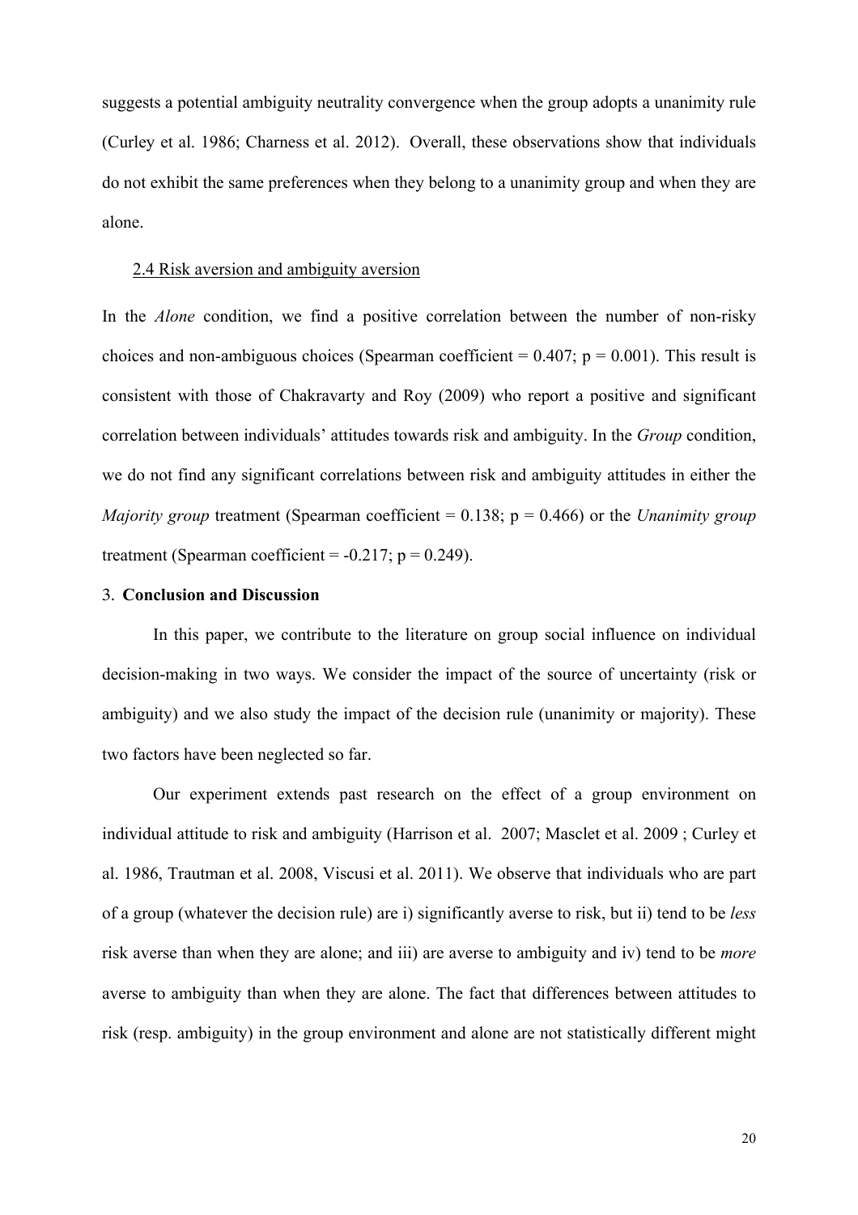suggests a potential ambiguity neutrality convergence when the group adopts a unanimity rule (Curley et al. 1986; Charness et al. 2012). Overall, these observations show that individuals do not exhibit the same preferences when they belong to a unanimity group and when they are alone.

2.4 Risk aversion and ambiguity aversion

In the *Alone* condition, we find a positive correlation between the number of non-risky choices and non-ambiguous choices (Spearman coefficient = 0.407; p = 0.001). This result is consistent with those of Chakravarty and Roy (2009) who report a positive and significant correlation between individuals' attitudes towards risk and ambiguity. In the *Group* condition, we do not find any significant correlations between risk and ambiguity attitudes in either the *Majority group* treatment (Spearman coefficient = 0.138; p = 0.466) or the *Unanimity group* treatment (Spearman coefficient = -0.217; p = 0.249).

## 3. **Conclusion and Discussion**

In this paper, we contribute to the literature on group social influence on individual decision-making in two ways. We consider the impact of the source of uncertainty (risk or ambiguity) and we also study the impact of the decision rule (unanimity or majority). These two factors have been neglected so far.

Our experiment extends past research on the effect of a group environment on individual attitude to risk and ambiguity (Harrison et al. 2007; Masclet et al. 2009 ; Curley et al. 1986, Trautman et al. 2008, Viscusi et al. 2011). We observe that individuals who are part of a group (whatever the decision rule) are i) significantly averse to risk, but ii) tend to be *less* risk averse than when they are alone; and iii) are averse to ambiguity and iv) tend to be *more* averse to ambiguity than when they are alone. The fact that differences between attitudes to risk (resp. ambiguity) in the group environment and alone are not statistically different might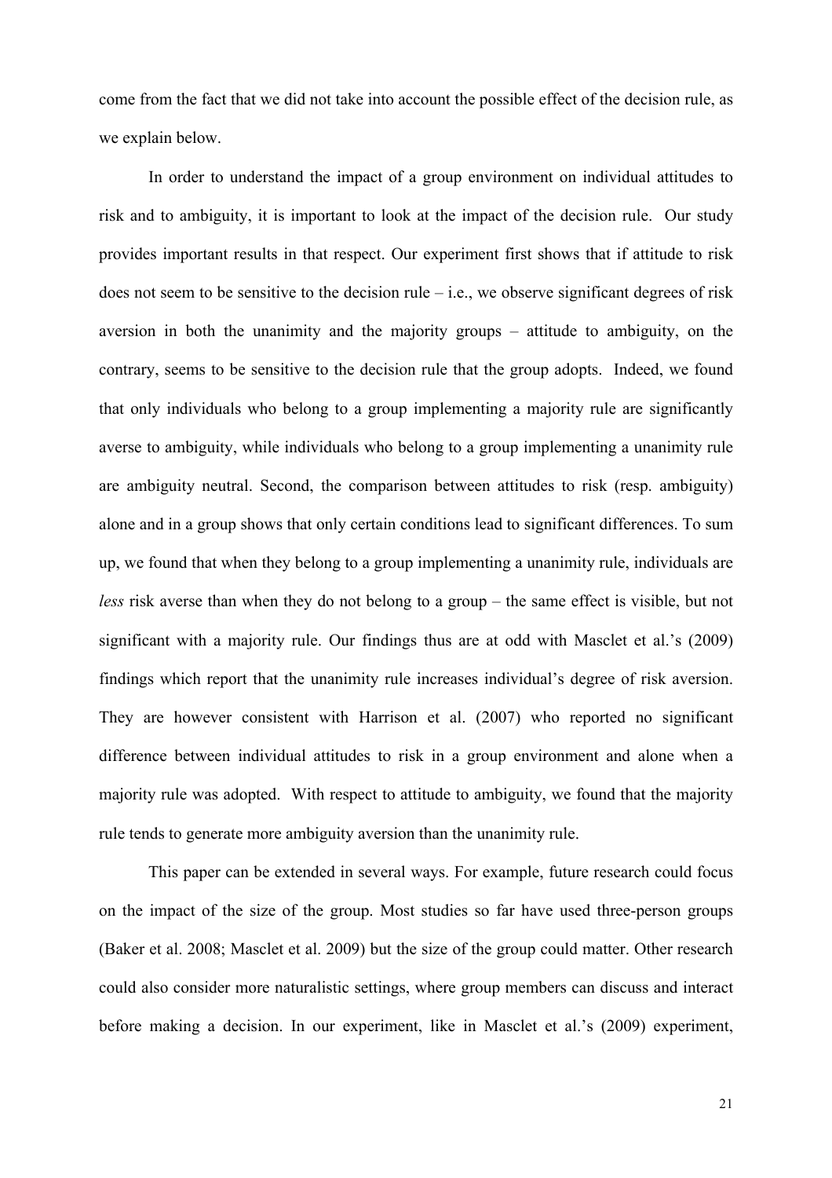come from the fact that we did not take into account the possible effect of the decision rule, as we explain below.

In order to understand the impact of a group environment on individual attitudes to risk and to ambiguity, it is important to look at the impact of the decision rule. Our study provides important results in that respect. Our experiment first shows that if attitude to risk does not seem to be sensitive to the decision rule – i.e., we observe significant degrees of risk aversion in both the unanimity and the majority groups – attitude to ambiguity, on the contrary, seems to be sensitive to the decision rule that the group adopts. Indeed, we found that only individuals who belong to a group implementing a majority rule are significantly averse to ambiguity, while individuals who belong to a group implementing a unanimity rule are ambiguity neutral. Second, the comparison between attitudes to risk (resp. ambiguity) alone and in a group shows that only certain conditions lead to significant differences. To sum up, we found that when they belong to a group implementing a unanimity rule, individuals are *less* risk averse than when they do not belong to a group – the same effect is visible, but not significant with a majority rule. Our findings thus are at odd with Masclet et al.'s (2009) findings which report that the unanimity rule increases individual's degree of risk aversion. They are however consistent with Harrison et al. (2007) who reported no significant difference between individual attitudes to risk in a group environment and alone when a majority rule was adopted. With respect to attitude to ambiguity, we found that the majority rule tends to generate more ambiguity aversion than the unanimity rule.

This paper can be extended in several ways. For example, future research could focus on the impact of the size of the group. Most studies so far have used three-person groups (Baker et al. 2008; Masclet et al. 2009) but the size of the group could matter. Other research could also consider more naturalistic settings, where group members can discuss and interact before making a decision. In our experiment, like in Masclet et al.'s (2009) experiment,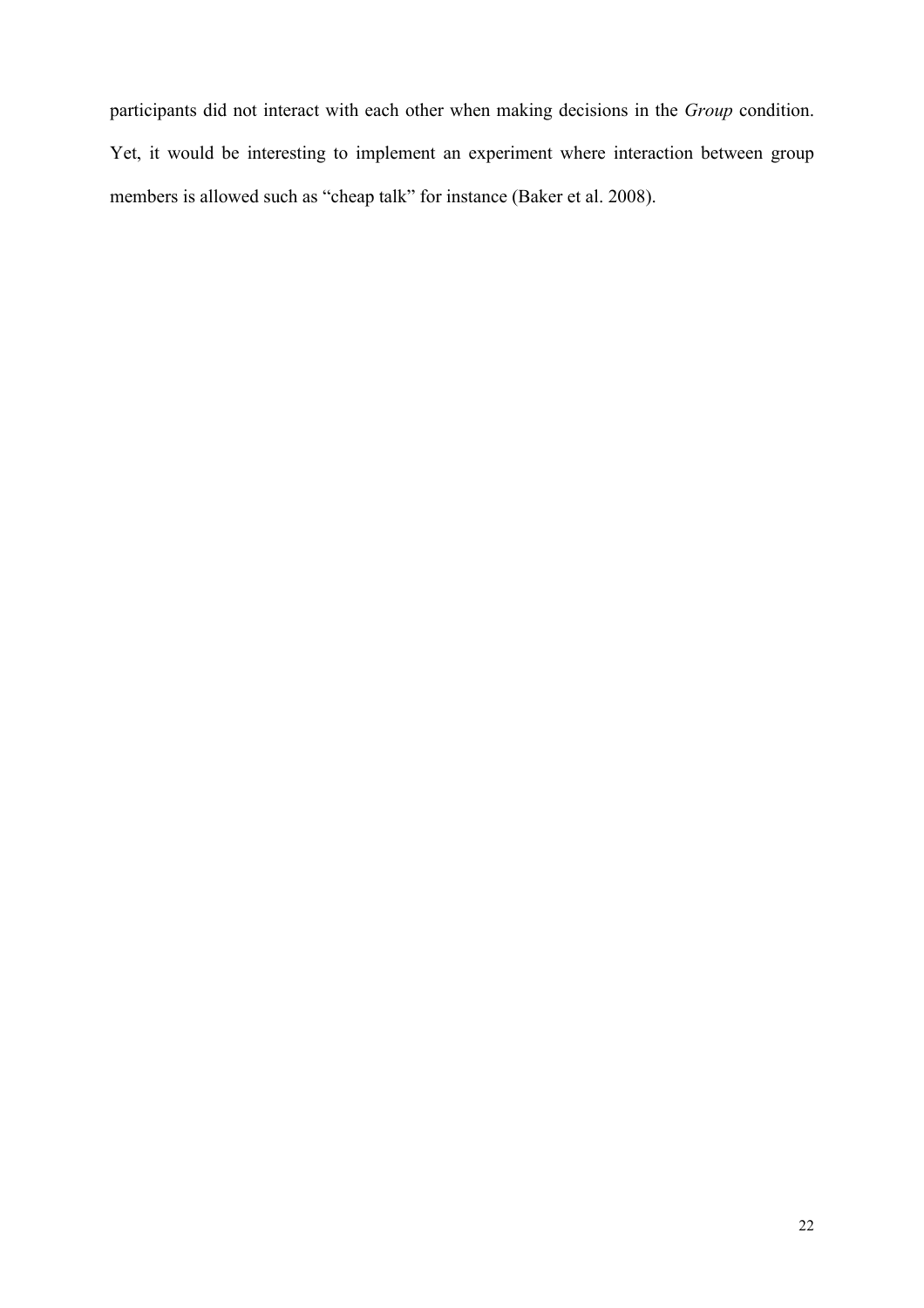participants did not interact with each other when making decisions in the *Group* condition. Yet, it would be interesting to implement an experiment where interaction between group members is allowed such as "cheap talk" for instance (Baker et al. 2008).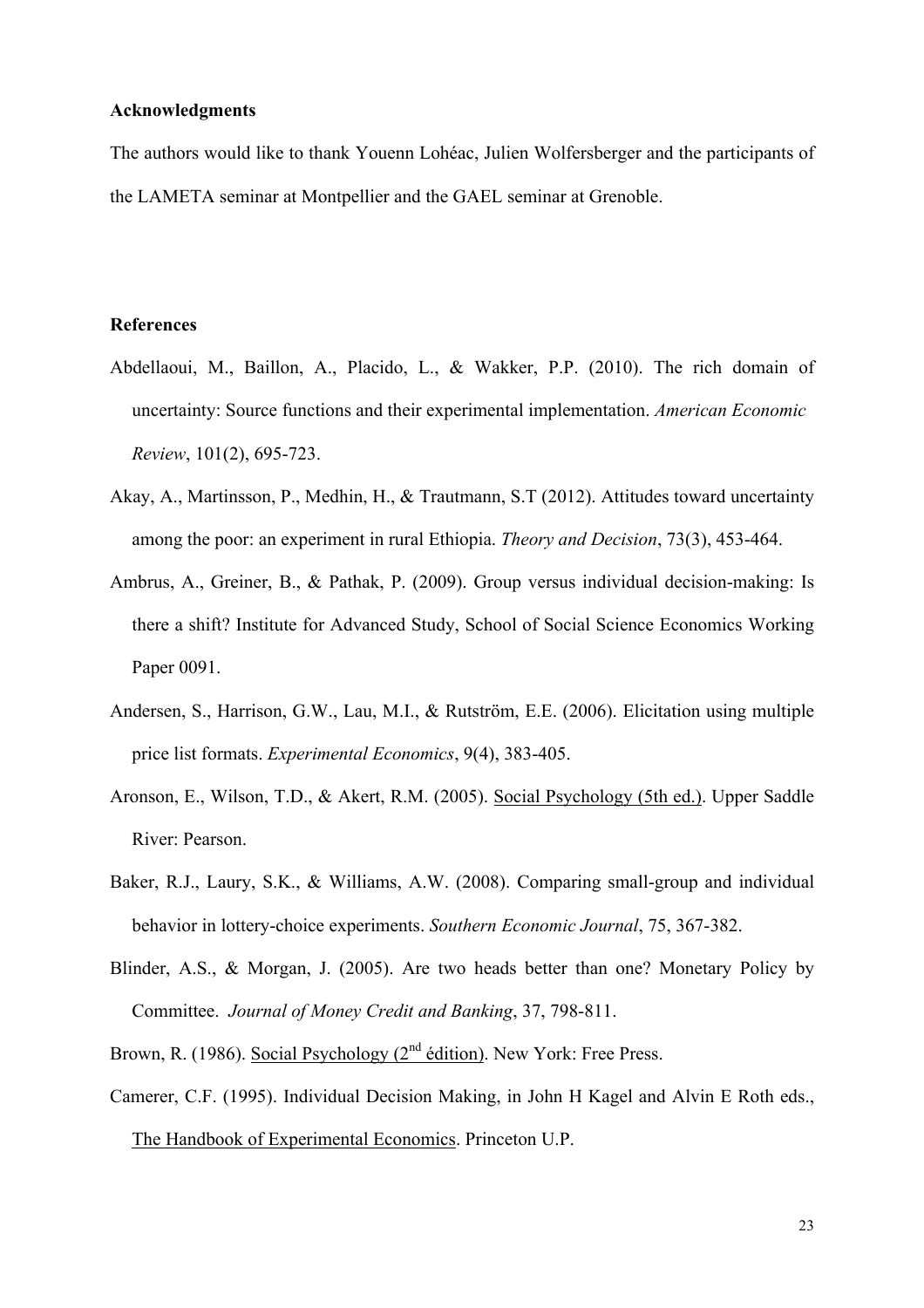**Acknowledgments**

The authors would like to thank Youenn Lohéac, Julien Wolfersberger and the participants of the LAMETA seminar at Montpellier and the GAEL seminar at Grenoble.

**References**

Abdellaoui, M., Baillon, A., Placido, L., & Wakker, P.P. (2010). The rich domain of uncertainty: Source functions and their experimental implementation. *American Economic Review*, 101(2), 695-723.

Akay, A., Martinsson, P., Medhin, H., & Trautmann, S.T (2012). Attitudes toward uncertainty among the poor: an experiment in rural Ethiopia. *Theory and Decision*, 73(3), 453-464.

Ambrus, A., Greiner, B., & Pathak, P. (2009). Group versus individual decision-making: Is there a shift? Institute for Advanced Study, School of Social Science Economics Working Paper 0091.

Andersen, S., Harrison, G.W., Lau, M.I., & Rutström, E.E. (2006). Elicitation using multiple price list formats. *Experimental Economics*, 9(4), 383-405.

Aronson, E., Wilson, T.D., & Akert, R.M. (2005). Social Psychology (5th ed.). Upper Saddle River: Pearson.

Baker, R.J., Laury, S.K., & Williams, A.W. (2008). Comparing small-group and individual behavior in lottery-choice experiments. *Southern Economic Journal*, 75, 367-382.

Blinder, A.S., & Morgan, J. (2005). Are two heads better than one? Monetary Policy by Committee. *Journal of Money Credit and Banking*, 37, 798-811.

Brown, R. (1986). Social Psychology (2nd édition). New York: Free Press.

Camerer, C.F. (1995). Individual Decision Making, in John H Kagel and Alvin E Roth eds., The Handbook of Experimental Economics. Princeton U.P.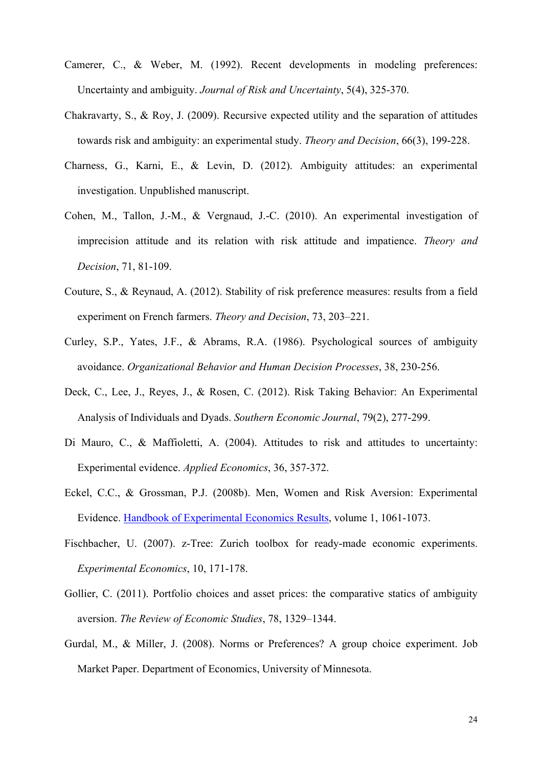Camerer, C., & Weber, M. (1992). Recent developments in modeling preferences: Uncertainty and ambiguity. *Journal of Risk and Uncertainty*, 5(4), 325-370.

Chakravarty, S., & Roy, J. (2009). Recursive expected utility and the separation of attitudes towards risk and ambiguity: an experimental study. *Theory and Decision*, 66(3), 199-228.

Charness, G., Karni, E., & Levin, D. (2012). Ambiguity attitudes: an experimental investigation. Unpublished manuscript.

Cohen, M., Tallon, J.-M., & Vergnaud, J.-C. (2010). An experimental investigation of imprecision attitude and its relation with risk attitude and impatience. *Theory and Decision*, 71, 81-109.

Couture, S., & Reynaud, A. (2012). Stability of risk preference measures: results from a field experiment on French farmers. *Theory and Decision*, 73, 203–221.

Curley, S.P., Yates, J.F., & Abrams, R.A. (1986). Psychological sources of ambiguity avoidance. *Organizational Behavior and Human Decision Processes*, 38, 230-256.

Deck, C., Lee, J., Reyes, J., & Rosen, C. (2012). Risk Taking Behavior: An Experimental Analysis of Individuals and Dyads. *Southern Economic Journal*, 79(2), 277-299.

Di Mauro, C., & Maffioletti, A. (2004). Attitudes to risk and attitudes to uncertainty: Experimental evidence. *Applied Economics*, 36, 357-372.

Eckel, C.C., & Grossman, P.J. (2008b). Men, Women and Risk Aversion: Experimental Evidence. Handbook of Experimental Economics Results, volume 1, 1061-1073.

Fischbacher, U. (2007). z-Tree: Zurich toolbox for ready-made economic experiments. *Experimental Economics*, 10, 171-178.

Gollier, C. (2011). Portfolio choices and asset prices: the comparative statics of ambiguity aversion. *The Review of Economic Studies*, 78, 1329–1344.

Gurdal, M., & Miller, J. (2008). Norms or Preferences? A group choice experiment. Job Market Paper. Department of Economics, University of Minnesota.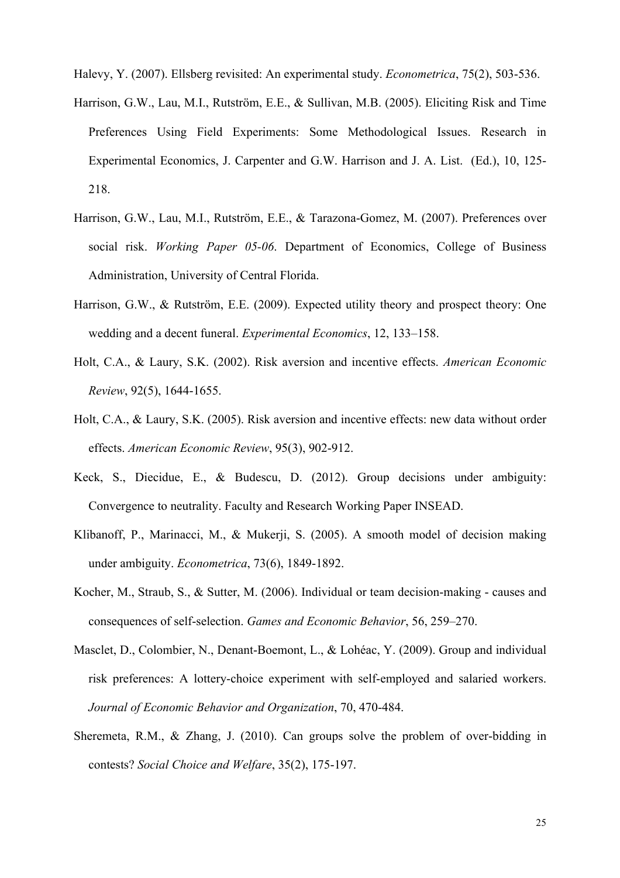Halevy, Y. (2007). Ellsberg revisited: An experimental study. *Econometrica*, 75(2), 503-536.

Harrison, G.W., Lau, M.I., Rutström, E.E., & Sullivan, M.B. (2005). Eliciting Risk and Time Preferences Using Field Experiments: Some Methodological Issues. Research in Experimental Economics, J. Carpenter and G.W. Harrison and J. A. List. (Ed.), 10, 125-218.

Harrison, G.W., Lau, M.I., Rutström, E.E., & Tarazona-Gomez, M. (2007). Preferences over social risk. *Working Paper 05-06*. Department of Economics, College of Business Administration, University of Central Florida.

Harrison, G.W., & Rutström, E.E. (2009). Expected utility theory and prospect theory: One wedding and a decent funeral. *Experimental Economics*, 12, 133–158.

Holt, C.A., & Laury, S.K. (2002). Risk aversion and incentive effects. *American Economic Review*, 92(5), 1644-1655.

Holt, C.A., & Laury, S.K. (2005). Risk aversion and incentive effects: new data without order effects. *American Economic Review*, 95(3), 902-912.

Keck, S., Diecidue, E., & Budescu, D. (2012). Group decisions under ambiguity: Convergence to neutrality. Faculty and Research Working Paper INSEAD.

Klibanoff, P., Marinacci, M., & Mukerji, S. (2005). A smooth model of decision making under ambiguity. *Econometrica*, 73(6), 1849-1892.

Kocher, M., Straub, S., & Sutter, M. (2006). Individual or team decision-making - causes and consequences of self-selection. *Games and Economic Behavior*, 56, 259–270.

Masclet, D., Colombier, N., Denant-Boemont, L., & Lohéac, Y. (2009). Group and individual risk preferences: A lottery-choice experiment with self-employed and salaried workers. *Journal of Economic Behavior and Organization*, 70, 470-484.

Sheremeta, R.M., & Zhang, J. (2010). Can groups solve the problem of over-bidding in contests? *Social Choice and Welfare*, 35(2), 175-197.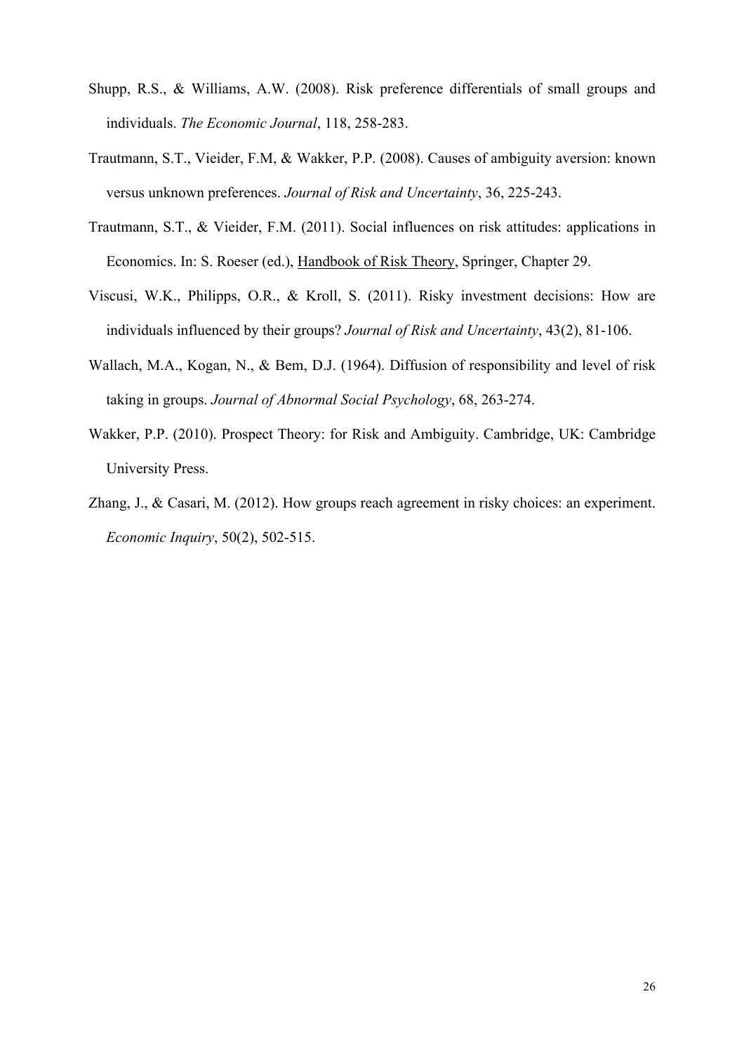Shupp, R.S., & Williams, A.W. (2008). Risk preference differentials of small groups and individuals. *The Economic Journal*, 118, 258-283.

Trautmann, S.T., Vieider, F.M, & Wakker, P.P. (2008). Causes of ambiguity aversion: known versus unknown preferences. *Journal of Risk and Uncertainty*, 36, 225-243.

Trautmann, S.T., & Vieider, F.M. (2011). Social influences on risk attitudes: applications in Economics. In: S. Roeser (ed.), Handbook of Risk Theory, Springer, Chapter 29.

Viscusi, W.K., Philipps, O.R., & Kroll, S. (2011). Risky investment decisions: How are individuals influenced by their groups? *Journal of Risk and Uncertainty*, 43(2), 81-106.

Wallach, M.A., Kogan, N., & Bem, D.J. (1964). Diffusion of responsibility and level of risk taking in groups. *Journal of Abnormal Social Psychology*, 68, 263-274.

Wakker, P.P. (2010). Prospect Theory: for Risk and Ambiguity. Cambridge, UK: Cambridge University Press.

Zhang, J., & Casari, M. (2012). How groups reach agreement in risky choices: an experiment. *Economic Inquiry*, 50(2), 502-515.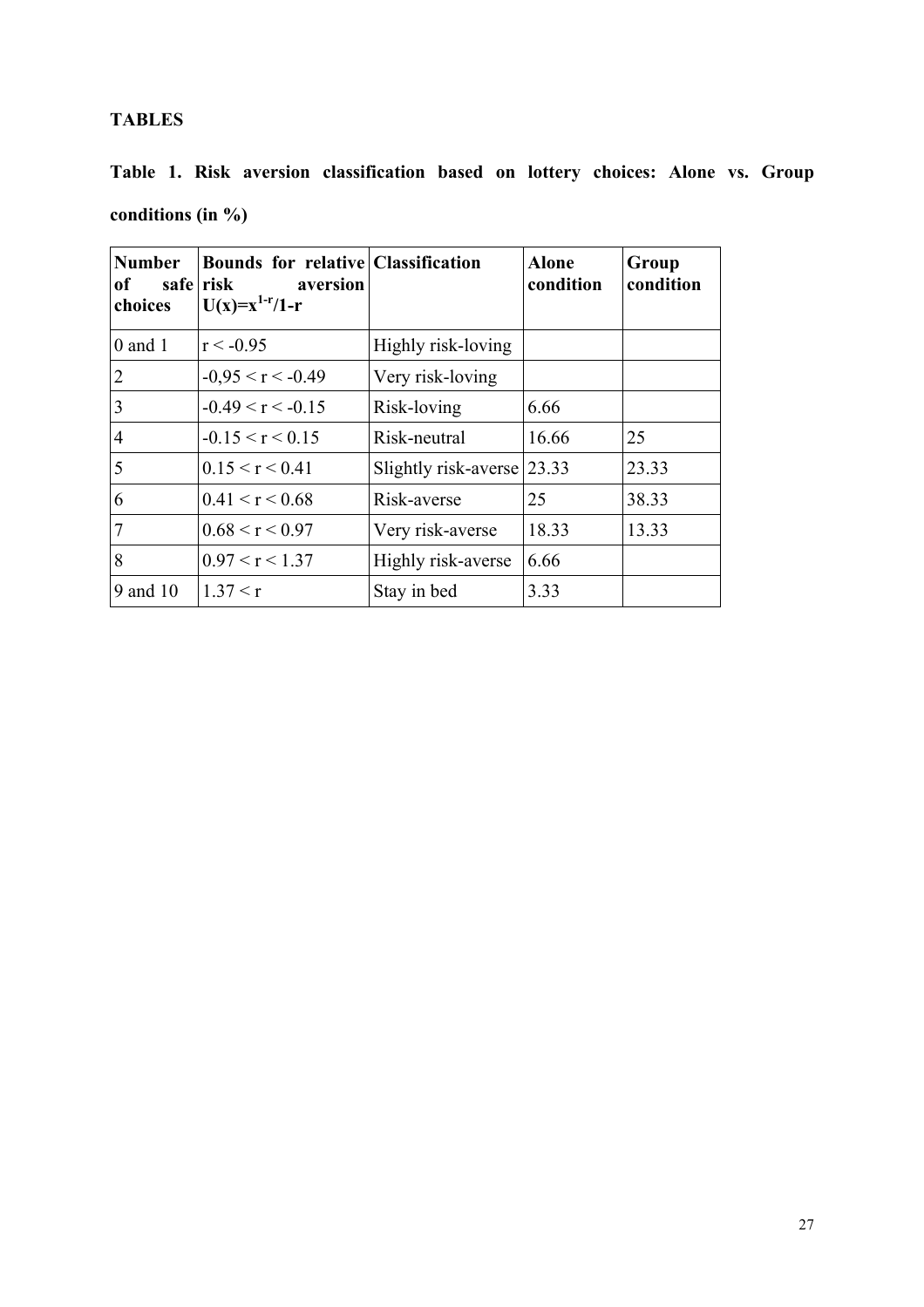**TABLES**

**Table 1. Risk aversion classification based on lottery choices: Alone vs. Group conditions (in %)**

| Number of safe choices | Bounds for relative risk aversion $U(x)=x^{1-r}/1-r$ | Classification | Alone condition | Group condition |
|---|---|---|---|---|
| 0 and 1 | $r < -0.95$ | Highly risk-loving | | |
| 2 | $-0,95 < r < -0.49$ | Very risk-loving | | |
| 3 | $-0.49 < r < -0.15$ | Risk-loving | 6.66 | |
| 4 | $-0.15 < r < 0.15$ | Risk-neutral | 16.66 | 25 |
| 5 | $0.15 < r < 0.41$ | Slightly risk-averse | 23.33 | 23.33 |
| 6 | $0.41 < r < 0.68$ | Risk-averse | 25 | 38.33 |
| 7 | $0.68 < r < 0.97$ | Very risk-averse | 18.33 | 13.33 |
| 8 | $0.97 < r < 1.37$ | Highly risk-averse | 6.66 | |
| 9 and 10 | $1.37 < r$ | Stay in bed | 3.33 | |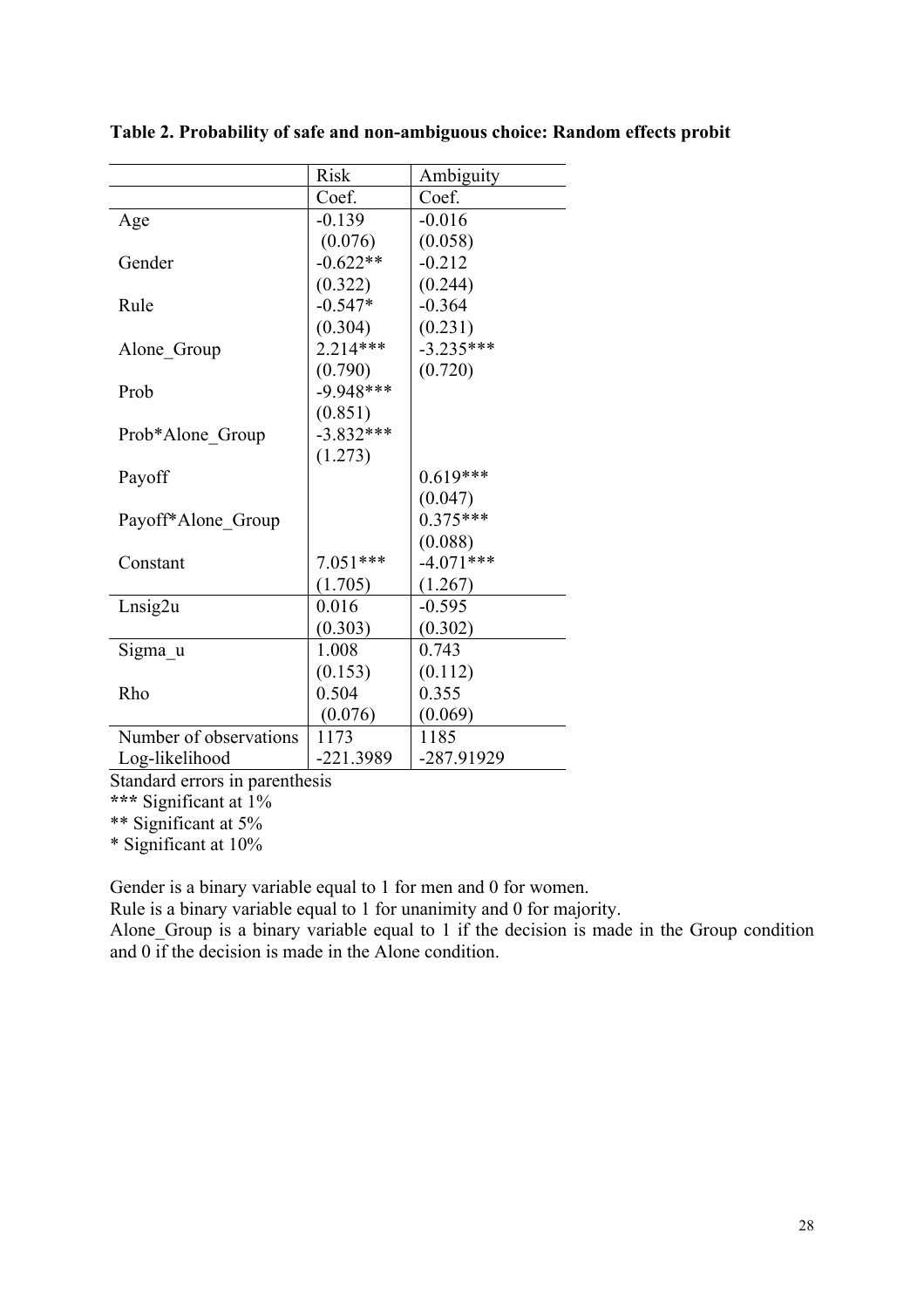**Table 2. Probability of safe and non-ambiguous choice: Random effects probit**

| | Risk | Ambiguity |
|---|---|---|
| | Coef. | Coef. |
| Age | -0.139 | -0.016 |
| | (0.076) | (0.058) |
| Gender | -0.622** | -0.212 |
| | (0.322) | (0.244) |
| Rule | -0.547* | -0.364 |
| | (0.304) | (0.231) |
| Alone_Group | 2.214*** | -3.235*** |
| | (0.790) | (0.720) |
| Prob | -9.948*** | |
| | (0.851) | |
| Prob*Alone_Group | -3.832*** | |
| | (1.273) | |
| Payoff | | 0.619*** |
| | | (0.047) |
| Payoff*Alone_Group | | 0.375*** |
| | | (0.088) |
| Constant | 7.051*** | -4.071*** |
| | (1.705) | (1.267) |
| Lnsig2u | 0.016 | -0.595 |
| | (0.303) | (0.302) |
| Sigma_u | 1.008 | 0.743 |
| | (0.153) | (0.112) |
| Rho | 0.504 | 0.355 |
| | (0.076) | (0.069) |
| Number of observations | 1173 | 1185 |
| Log-likelihood | -221.3989 | -287.91929 |

Standard errors in parenthesis

*** Significant at 1%

** Significant at 5%

* Significant at 10%

Gender is a binary variable equal to 1 for men and 0 for women.

Rule is a binary variable equal to 1 for unanimity and 0 for majority.

Alone_Group is a binary variable equal to 1 if the decision is made in the Group condition and 0 if the decision is made in the Alone condition.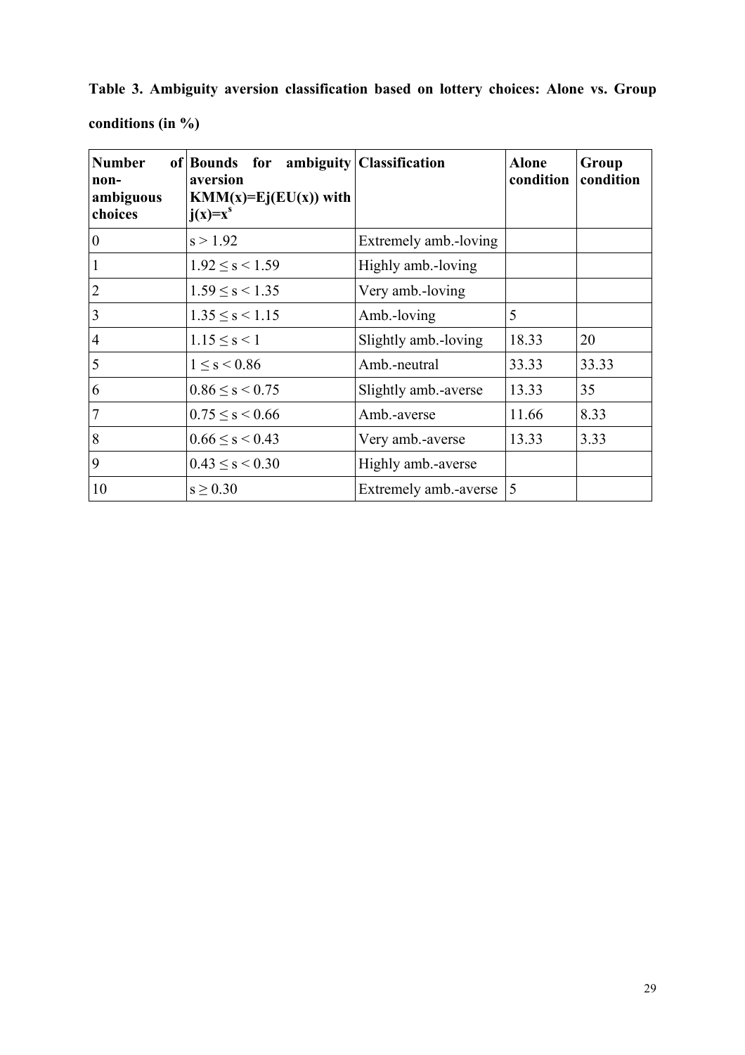**Table 3. Ambiguity aversion classification based on lottery choices: Alone vs. Group conditions (in %)**

| Number of non-ambiguous choices | Bounds for ambiguity aversion $KMM(x)=Ej(EU(x))$ with $j(x)=x^s$ | Classification | Alone condition | Group condition |
|---|---|---|---|---|
| 0 | $s > 1.92$ | Extremely amb.-loving | | |
| 1 | $1.92 \leq s < 1.59$ | Highly amb.-loving | | |
| 2 | $1.59 \leq s < 1.35$ | Very amb.-loving | | |
| 3 | $1.35 \leq s < 1.15$ | Amb.-loving | 5 | |
| 4 | $1.15 \leq s < 1$ | Slightly amb.-loving | 18.33 | 20 |
| 5 | $1 \leq s < 0.86$ | Amb.-neutral | 33.33 | 33.33 |
| 6 | $0.86 \leq s < 0.75$ | Slightly amb.-averse | 13.33 | 35 |
| 7 | $0.75 \leq s < 0.66$ | Amb.-averse | 11.66 | 8.33 |
| 8 | $0.66 \leq s < 0.43$ | Very amb.-averse | 13.33 | 3.33 |
| 9 | $0.43 \leq s < 0.30$ | Highly amb.-averse | | |
| 10 | $s \geq 0.30$ | Extremely amb.-averse | 5 | |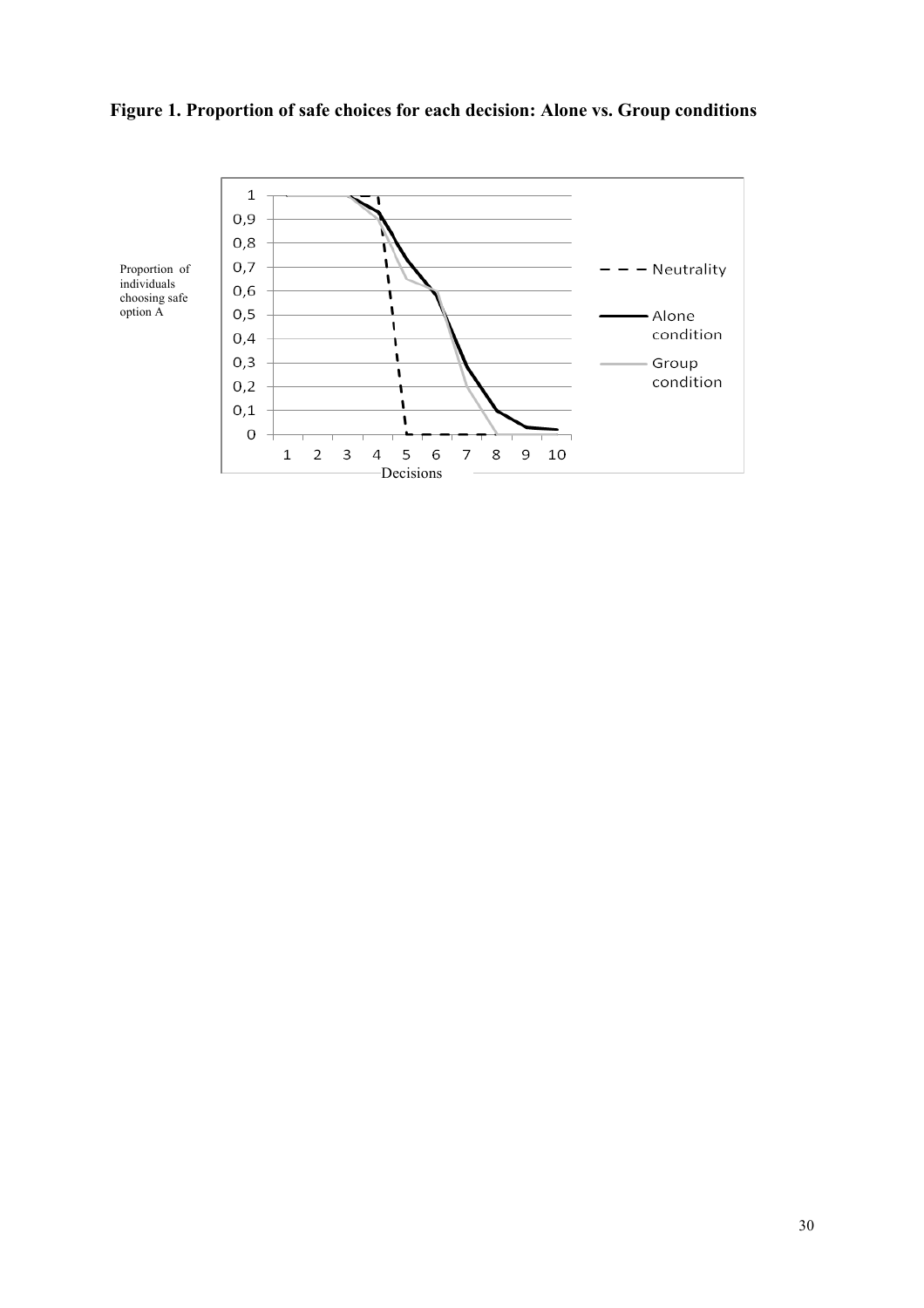**Figure 1. Proportion of safe choices for each decision: Alone vs. Group conditions**

Proportion of individuals choosing safe option A

1
0,9
0,8
0,7
0,6
0,5
0,4
0,3
0,2
0,1
0

1 2 3 4 5 6 7 8 9 10

Decisions

Neutrality

Alone condition

Group condition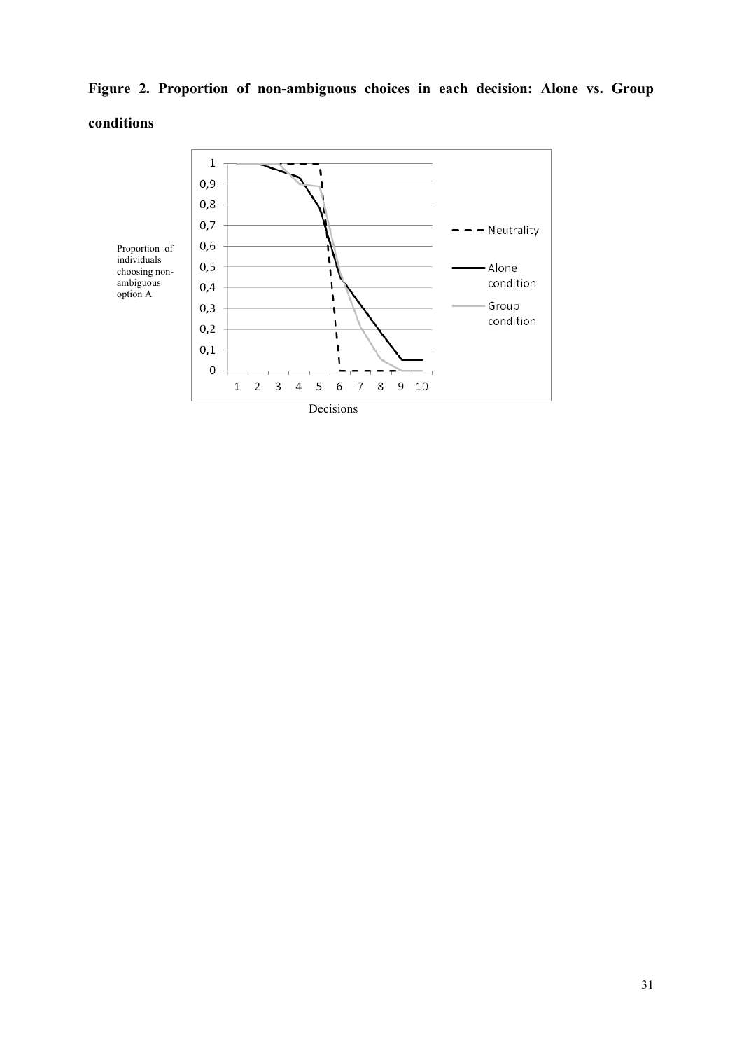**Figure 2. Proportion of non-ambiguous choices in each decision: Alone vs. Group conditions**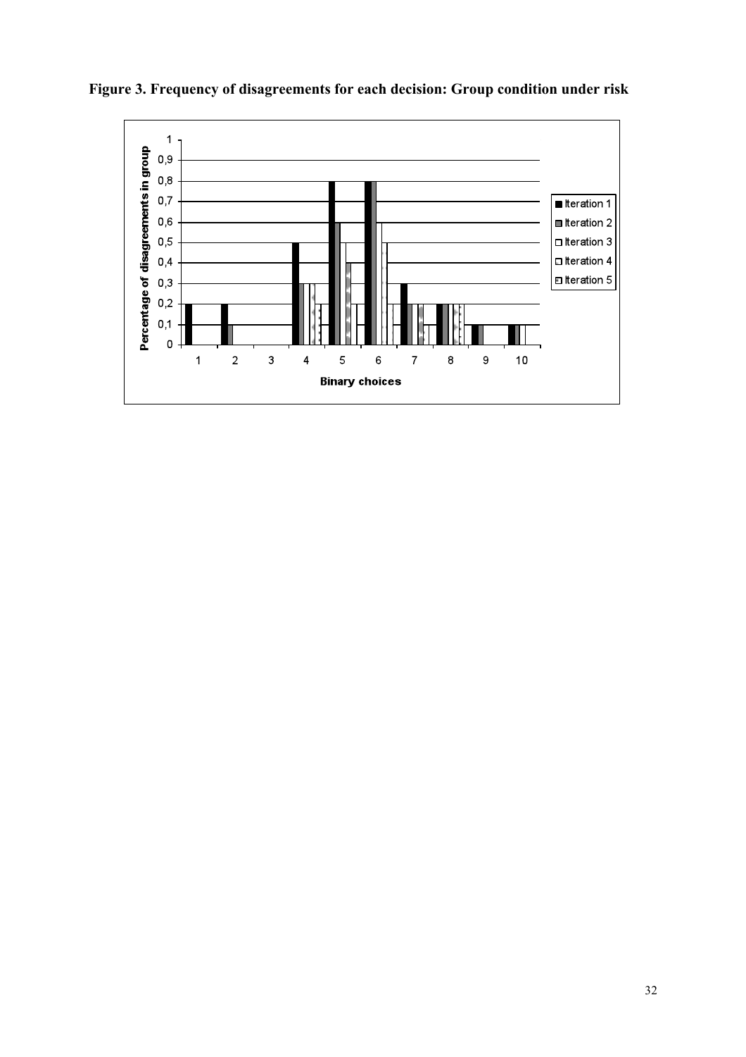**Figure 3. Frequency of disagreements for each decision: Group condition under risk**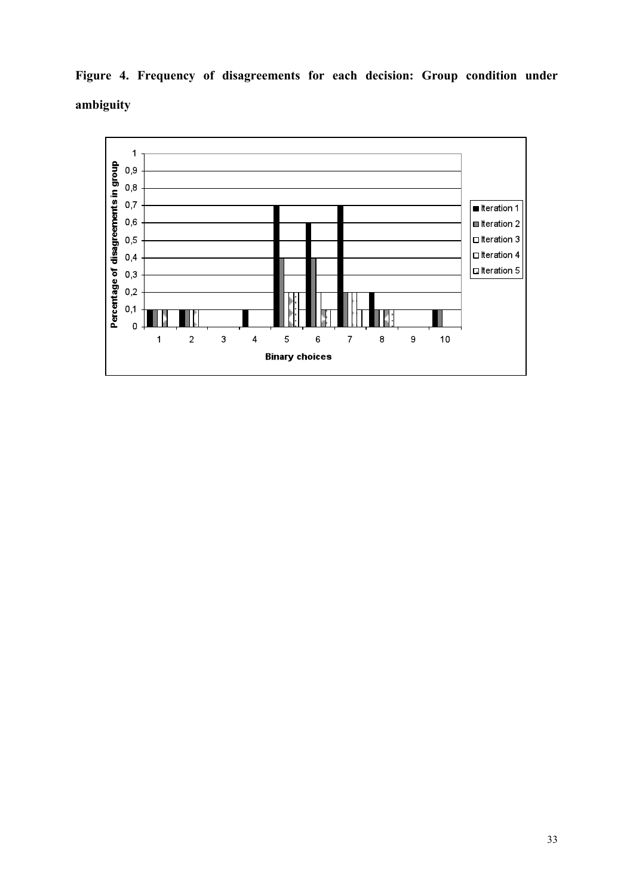**Figure 4. Frequency of disagreements for each decision: Group condition under ambiguity**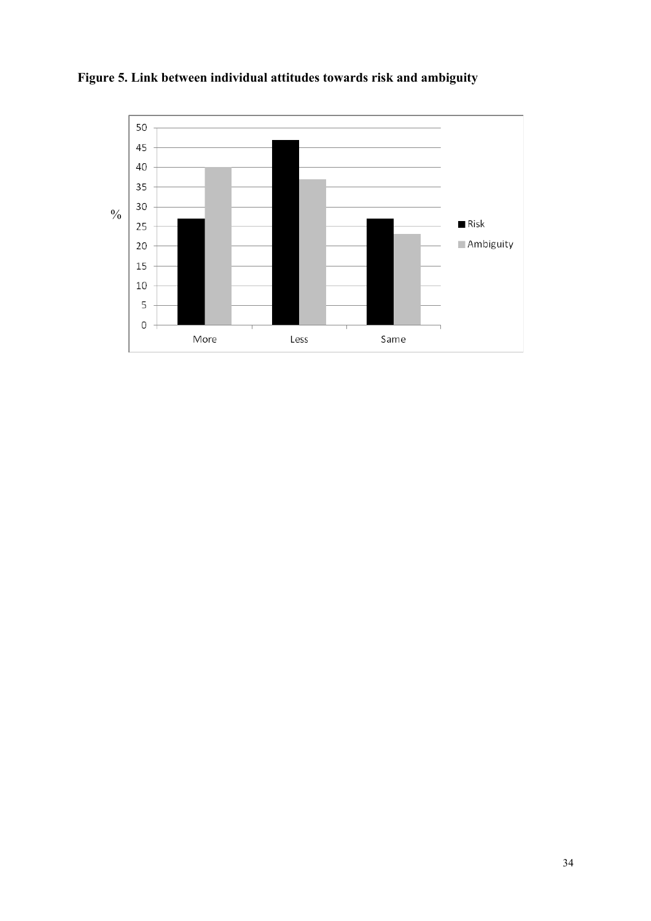**Figure 5. Link between individual attitudes towards risk and ambiguity**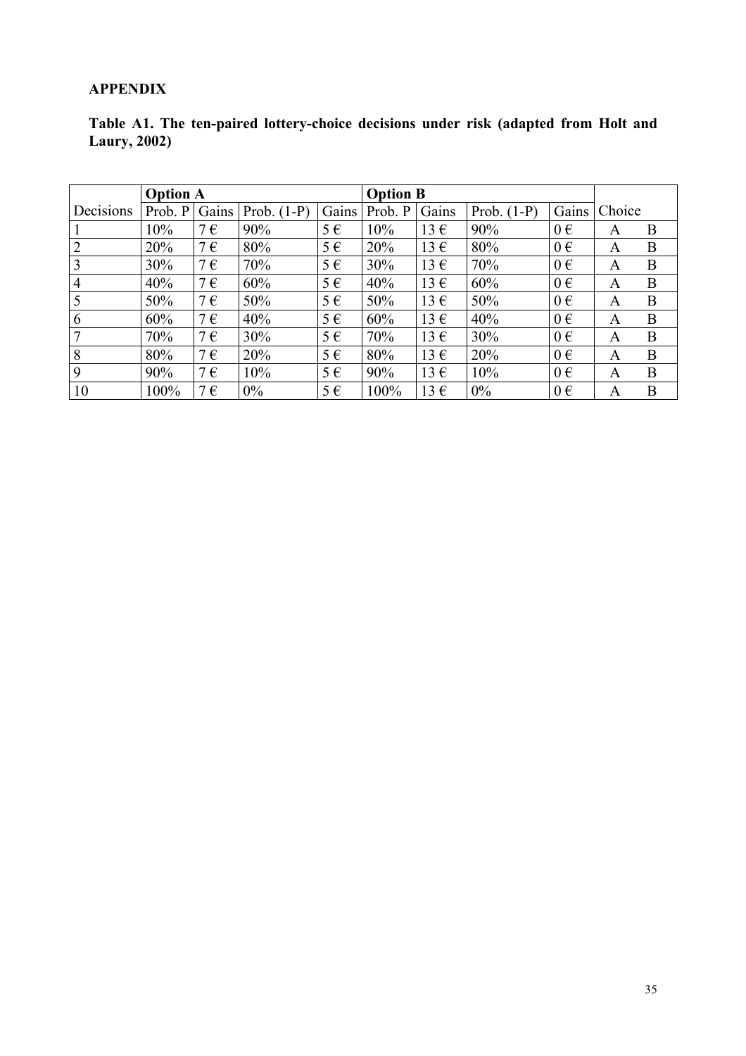**APPENDIX**

**Table A1. The ten-paired lottery-choice decisions under risk (adapted from Holt and Laury, 2002)**

| | Option A | | | | Option B | | | | | |
|---|---|---|---|---|---|---|---|---|---|---|
| Decisions | Prob. P | Gains | Prob. (1-P) | Gains | Prob. P | Gains | Prob. (1-P) | Gains | Choice | |
| 1 | 10% | 7 € | 90% | 5 € | 10% | 13 € | 90% | 0 € | A | B |
| 2 | 20% | 7 € | 80% | 5 € | 20% | 13 € | 80% | 0 € | A | B |
| 3 | 30% | 7 € | 70% | 5 € | 30% | 13 € | 70% | 0 € | A | B |
| 4 | 40% | 7 € | 60% | 5 € | 40% | 13 € | 60% | 0 € | A | B |
| 5 | 50% | 7 € | 50% | 5 € | 50% | 13 € | 50% | 0 € | A | B |
| 6 | 60% | 7 € | 40% | 5 € | 60% | 13 € | 40% | 0 € | A | B |
| 7 | 70% | 7 € | 30% | 5 € | 70% | 13 € | 30% | 0 € | A | B |
| 8 | 80% | 7 € | 20% | 5 € | 80% | 13 € | 20% | 0 € | A | B |
| 9 | 90% | 7 € | 10% | 5 € | 90% | 13 € | 10% | 0 € | A | B |
| 10 | 100% | 7 € | 0% | 5 € | 100% | 13 € | 0% | 0 € | A | B |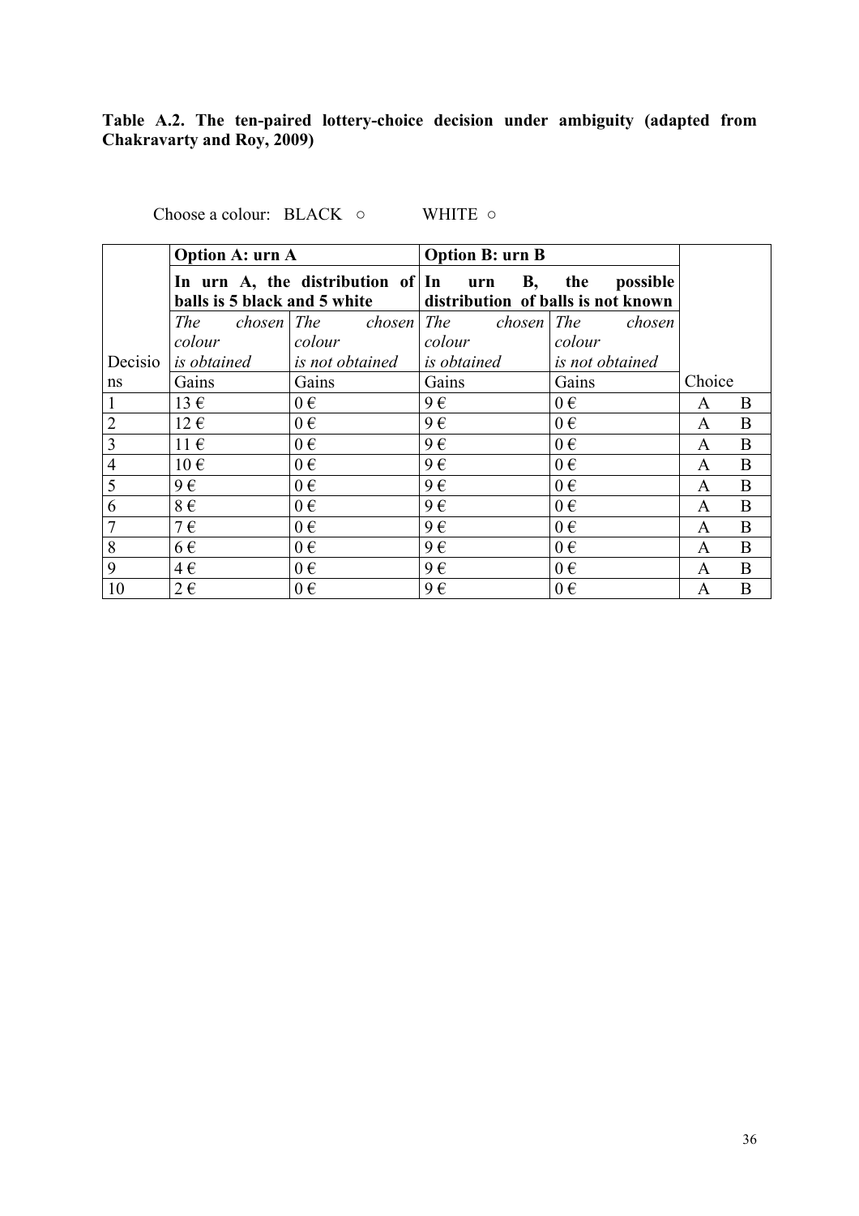**Table A.2. The ten-paired lottery-choice decision under ambiguity (adapted from Chakravarty and Roy, 2009)**

Choose a colour: BLACK ○ WHITE ○

| | Option A: urn A | | Option B: urn B | | |
|---|---|---|---|---|---|
| | In urn A, the distribution of balls is 5 black and 5 white | | In urn B, the possible distribution of balls is not known | | |
| | *The chosen colour is obtained* | *The chosen colour is not obtained* | *The chosen colour is obtained* | *The chosen colour is not obtained* | |
| Decisions | Gains | Gains | Gains | Gains | Choice |
| 1 | 13 € | 0 € | 9 € | 0 € | A B |
| 2 | 12 € | 0 € | 9 € | 0 € | A B |
| 3 | 11 € | 0 € | 9 € | 0 € | A B |
| 4 | 10 € | 0 € | 9 € | 0 € | A B |
| 5 | 9 € | 0 € | 9 € | 0 € | A B |
| 6 | 8 € | 0 € | 9 € | 0 € | A B |
| 7 | 7 € | 0 € | 9 € | 0 € | A B |
| 8 | 6 € | 0 € | 9 € | 0 € | A B |
| 9 | 4 € | 0 € | 9 € | 0 € | A B |
| 10 | 2 € | 0 € | 9 € | 0 € | A B |